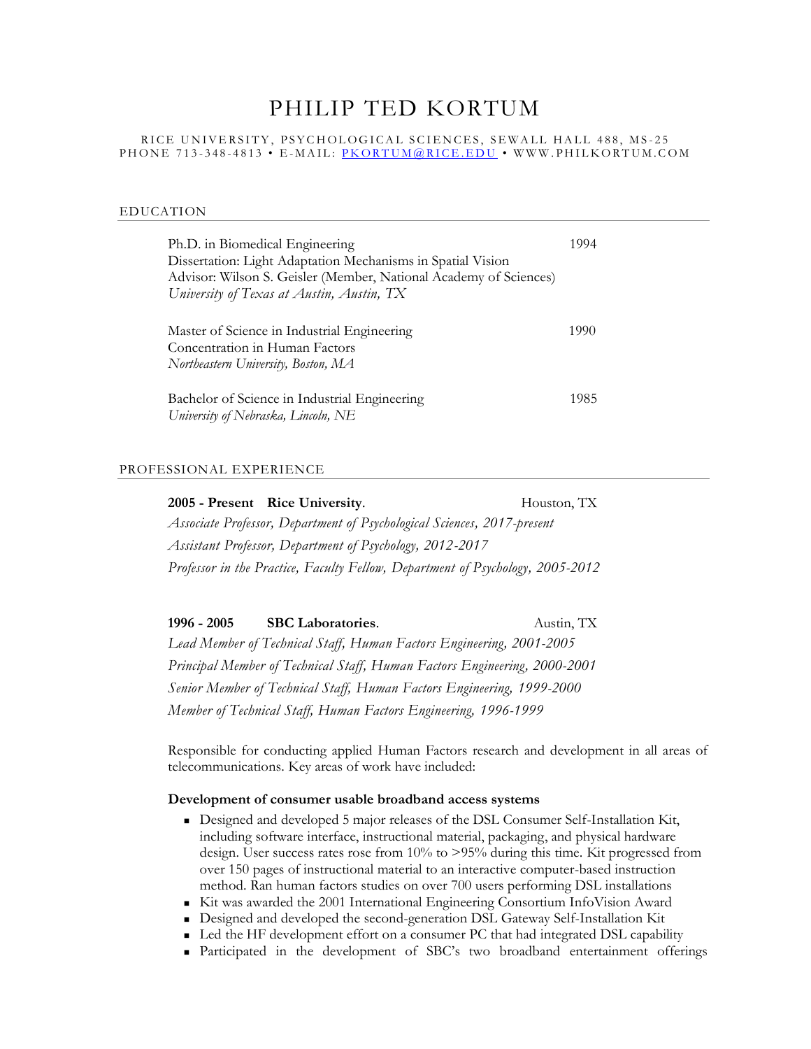# PHILIP TED KORTUM

RICE UNIVERSITY, PSYCHOLOGICAL SCIENCES, SEWALL HALL 488, MS-25
PHONE 713-348-4813 • E-MAIL: PKORTUM@RICE.EDU • WWW.PHILKORTUM.COM

## EDUCATION

Ph.D. in Biomedical Engineering — 1994
Dissertation: Light Adaptation Mechanisms in Spatial Vision
Advisor: Wilson S. Geisler (Member, National Academy of Sciences)
*University of Texas at Austin, Austin, TX*

Master of Science in Industrial Engineering — 1990
Concentration in Human Factors
*Northeastern University, Boston, MA*

Bachelor of Science in Industrial Engineering — 1985
*University of Nebraska, Lincoln, NE*

## PROFESSIONAL EXPERIENCE

**2005 - Present** **Rice University**. Houston, TX

*Associate Professor, Department of Psychological Sciences, 2017-present*

*Assistant Professor, Department of Psychology, 2012-2017*

*Professor in the Practice, Faculty Fellow, Department of Psychology, 2005-2012*

**1996 - 2005** **SBC Laboratories**. Austin, TX

*Lead Member of Technical Staff, Human Factors Engineering, 2001-2005*

*Principal Member of Technical Staff, Human Factors Engineering, 2000-2001*

*Senior Member of Technical Staff, Human Factors Engineering, 1999-2000*

*Member of Technical Staff, Human Factors Engineering, 1996-1999*

Responsible for conducting applied Human Factors research and development in all areas of telecommunications. Key areas of work have included:

**Development of consumer usable broadband access systems**

- Designed and developed 5 major releases of the DSL Consumer Self-Installation Kit, including software interface, instructional material, packaging, and physical hardware design. User success rates rose from 10% to >95% during this time. Kit progressed from over 150 pages of instructional material to an interactive computer-based instruction method. Ran human factors studies on over 700 users performing DSL installations
- Kit was awarded the 2001 International Engineering Consortium InfoVision Award
- Designed and developed the second-generation DSL Gateway Self-Installation Kit
- Led the HF development effort on a consumer PC that had integrated DSL capability
- Participated in the development of SBC's two broadband entertainment offerings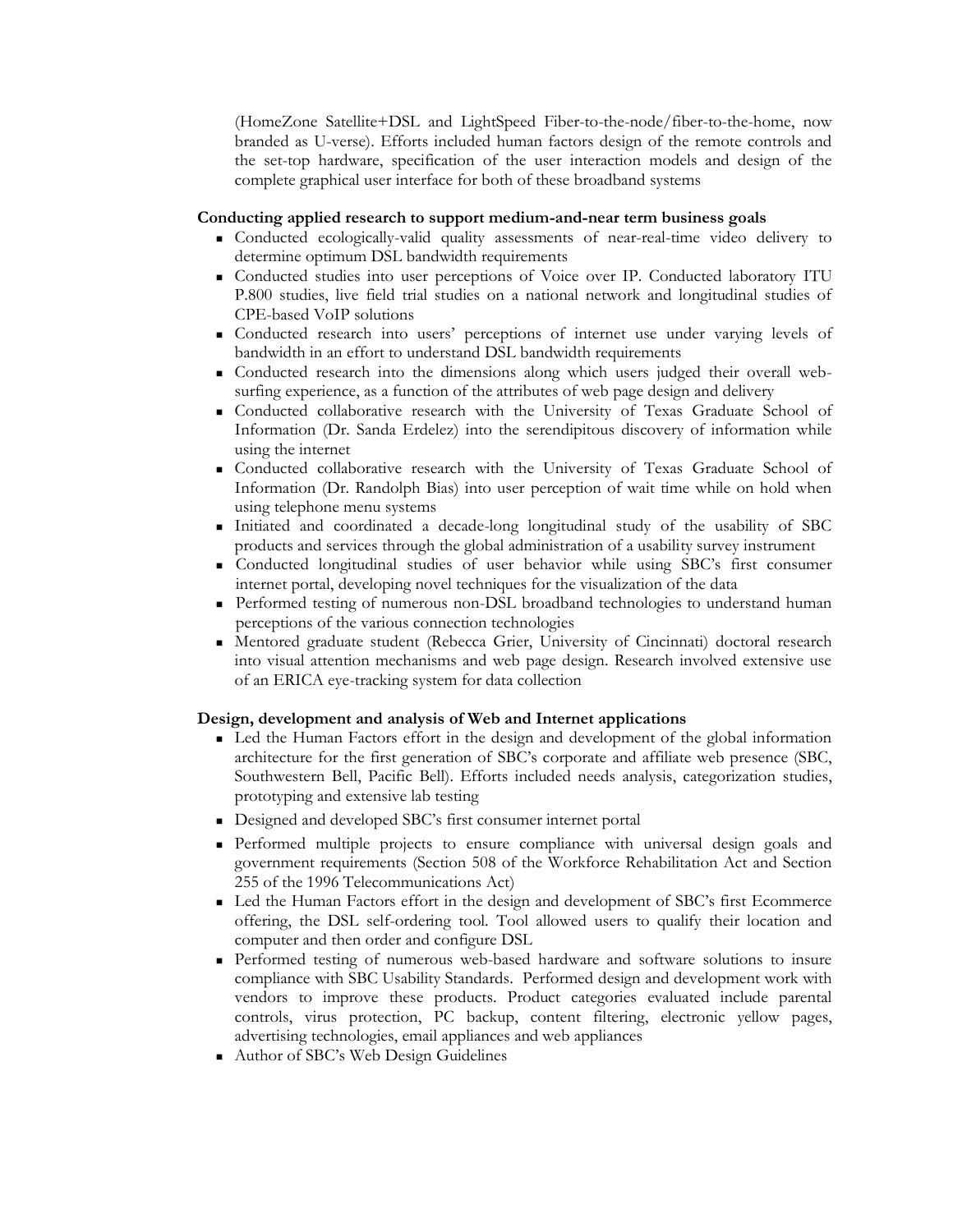(HomeZone Satellite+DSL and LightSpeed Fiber-to-the-node/fiber-to-the-home, now branded as U-verse). Efforts included human factors design of the remote controls and the set-top hardware, specification of the user interaction models and design of the complete graphical user interface for both of these broadband systems

**Conducting applied research to support medium-and-near term business goals**

- Conducted ecologically-valid quality assessments of near-real-time video delivery to determine optimum DSL bandwidth requirements
- Conducted studies into user perceptions of Voice over IP. Conducted laboratory ITU P.800 studies, live field trial studies on a national network and longitudinal studies of CPE-based VoIP solutions
- Conducted research into users' perceptions of internet use under varying levels of bandwidth in an effort to understand DSL bandwidth requirements
- Conducted research into the dimensions along which users judged their overall web-surfing experience, as a function of the attributes of web page design and delivery
- Conducted collaborative research with the University of Texas Graduate School of Information (Dr. Sanda Erdelez) into the serendipitous discovery of information while using the internet
- Conducted collaborative research with the University of Texas Graduate School of Information (Dr. Randolph Bias) into user perception of wait time while on hold when using telephone menu systems
- Initiated and coordinated a decade-long longitudinal study of the usability of SBC products and services through the global administration of a usability survey instrument
- Conducted longitudinal studies of user behavior while using SBC's first consumer internet portal, developing novel techniques for the visualization of the data
- Performed testing of numerous non-DSL broadband technologies to understand human perceptions of the various connection technologies
- Mentored graduate student (Rebecca Grier, University of Cincinnati) doctoral research into visual attention mechanisms and web page design. Research involved extensive use of an ERICA eye-tracking system for data collection

**Design, development and analysis of Web and Internet applications**

- Led the Human Factors effort in the design and development of the global information architecture for the first generation of SBC's corporate and affiliate web presence (SBC, Southwestern Bell, Pacific Bell). Efforts included needs analysis, categorization studies, prototyping and extensive lab testing
- Designed and developed SBC's first consumer internet portal
- Performed multiple projects to ensure compliance with universal design goals and government requirements (Section 508 of the Workforce Rehabilitation Act and Section 255 of the 1996 Telecommunications Act)
- Led the Human Factors effort in the design and development of SBC's first Ecommerce offering, the DSL self-ordering tool. Tool allowed users to qualify their location and computer and then order and configure DSL
- Performed testing of numerous web-based hardware and software solutions to insure compliance with SBC Usability Standards. Performed design and development work with vendors to improve these products. Product categories evaluated include parental controls, virus protection, PC backup, content filtering, electronic yellow pages, advertising technologies, email appliances and web appliances
- Author of SBC's Web Design Guidelines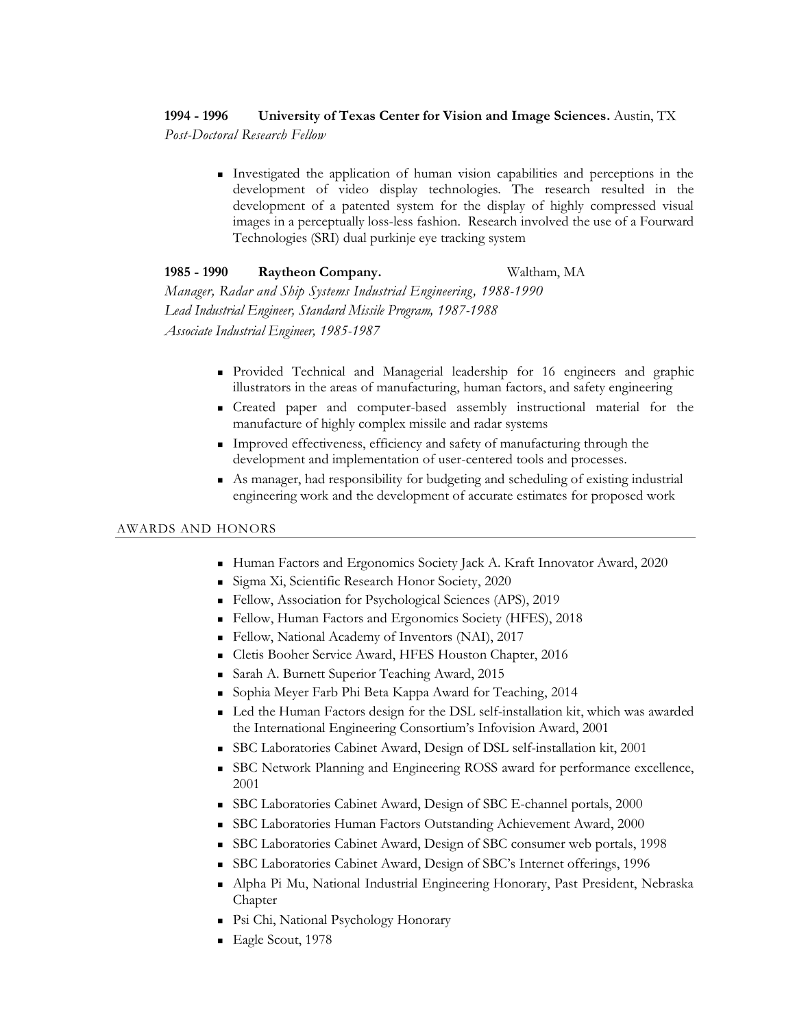**1994 - 1996 University of Texas Center for Vision and Image Sciences.** Austin, TX
*Post-Doctoral Research Fellow*

- Investigated the application of human vision capabilities and perceptions in the development of video display technologies. The research resulted in the development of a patented system for the display of highly compressed visual images in a perceptually loss-less fashion. Research involved the use of a Fourward Technologies (SRI) dual purkinje eye tracking system

**1985 - 1990 Raytheon Company.** Waltham, MA
*Manager, Radar and Ship Systems Industrial Engineering, 1988-1990*
*Lead Industrial Engineer, Standard Missile Program, 1987-1988*
*Associate Industrial Engineer, 1985-1987*

- Provided Technical and Managerial leadership for 16 engineers and graphic illustrators in the areas of manufacturing, human factors, and safety engineering
- Created paper and computer-based assembly instructional material for the manufacture of highly complex missile and radar systems
- Improved effectiveness, efficiency and safety of manufacturing through the development and implementation of user-centered tools and processes.
- As manager, had responsibility for budgeting and scheduling of existing industrial engineering work and the development of accurate estimates for proposed work

## AWARDS AND HONORS

- Human Factors and Ergonomics Society Jack A. Kraft Innovator Award, 2020
- Sigma Xi, Scientific Research Honor Society, 2020
- Fellow, Association for Psychological Sciences (APS), 2019
- Fellow, Human Factors and Ergonomics Society (HFES), 2018
- Fellow, National Academy of Inventors (NAI), 2017
- Cletis Booher Service Award, HFES Houston Chapter, 2016
- Sarah A. Burnett Superior Teaching Award, 2015
- Sophia Meyer Farb Phi Beta Kappa Award for Teaching, 2014
- Led the Human Factors design for the DSL self-installation kit, which was awarded the International Engineering Consortium's Infovision Award, 2001
- SBC Laboratories Cabinet Award, Design of DSL self-installation kit, 2001
- SBC Network Planning and Engineering ROSS award for performance excellence, 2001
- SBC Laboratories Cabinet Award, Design of SBC E-channel portals, 2000
- SBC Laboratories Human Factors Outstanding Achievement Award, 2000
- SBC Laboratories Cabinet Award, Design of SBC consumer web portals, 1998
- SBC Laboratories Cabinet Award, Design of SBC's Internet offerings, 1996
- Alpha Pi Mu, National Industrial Engineering Honorary, Past President, Nebraska Chapter
- Psi Chi, National Psychology Honorary
- Eagle Scout, 1978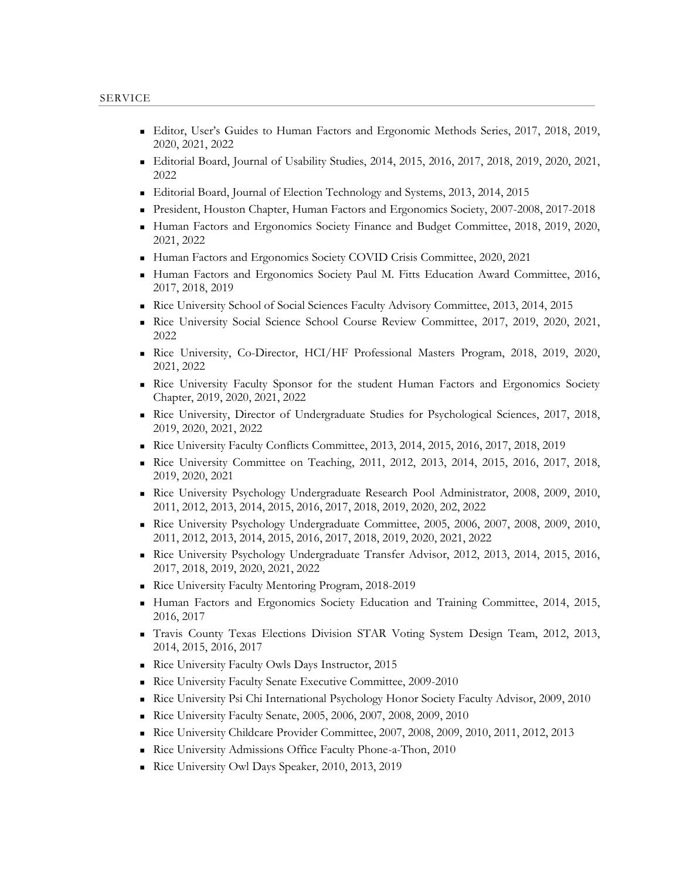## SERVICE

- Editor, User's Guides to Human Factors and Ergonomic Methods Series, 2017, 2018, 2019, 2020, 2021, 2022
- Editorial Board, Journal of Usability Studies, 2014, 2015, 2016, 2017, 2018, 2019, 2020, 2021, 2022
- Editorial Board, Journal of Election Technology and Systems, 2013, 2014, 2015
- President, Houston Chapter, Human Factors and Ergonomics Society, 2007-2008, 2017-2018
- Human Factors and Ergonomics Society Finance and Budget Committee, 2018, 2019, 2020, 2021, 2022
- Human Factors and Ergonomics Society COVID Crisis Committee, 2020, 2021
- Human Factors and Ergonomics Society Paul M. Fitts Education Award Committee, 2016, 2017, 2018, 2019
- Rice University School of Social Sciences Faculty Advisory Committee, 2013, 2014, 2015
- Rice University Social Science School Course Review Committee, 2017, 2019, 2020, 2021, 2022
- Rice University, Co-Director, HCI/HF Professional Masters Program, 2018, 2019, 2020, 2021, 2022
- Rice University Faculty Sponsor for the student Human Factors and Ergonomics Society Chapter, 2019, 2020, 2021, 2022
- Rice University, Director of Undergraduate Studies for Psychological Sciences, 2017, 2018, 2019, 2020, 2021, 2022
- Rice University Faculty Conflicts Committee, 2013, 2014, 2015, 2016, 2017, 2018, 2019
- Rice University Committee on Teaching, 2011, 2012, 2013, 2014, 2015, 2016, 2017, 2018, 2019, 2020, 2021
- Rice University Psychology Undergraduate Research Pool Administrator, 2008, 2009, 2010, 2011, 2012, 2013, 2014, 2015, 2016, 2017, 2018, 2019, 2020, 202, 2022
- Rice University Psychology Undergraduate Committee, 2005, 2006, 2007, 2008, 2009, 2010, 2011, 2012, 2013, 2014, 2015, 2016, 2017, 2018, 2019, 2020, 2021, 2022
- Rice University Psychology Undergraduate Transfer Advisor, 2012, 2013, 2014, 2015, 2016, 2017, 2018, 2019, 2020, 2021, 2022
- Rice University Faculty Mentoring Program, 2018-2019
- Human Factors and Ergonomics Society Education and Training Committee, 2014, 2015, 2016, 2017
- Travis County Texas Elections Division STAR Voting System Design Team, 2012, 2013, 2014, 2015, 2016, 2017
- Rice University Faculty Owls Days Instructor, 2015
- Rice University Faculty Senate Executive Committee, 2009-2010
- Rice University Psi Chi International Psychology Honor Society Faculty Advisor, 2009, 2010
- Rice University Faculty Senate, 2005, 2006, 2007, 2008, 2009, 2010
- Rice University Childcare Provider Committee, 2007, 2008, 2009, 2010, 2011, 2012, 2013
- Rice University Admissions Office Faculty Phone-a-Thon, 2010
- Rice University Owl Days Speaker, 2010, 2013, 2019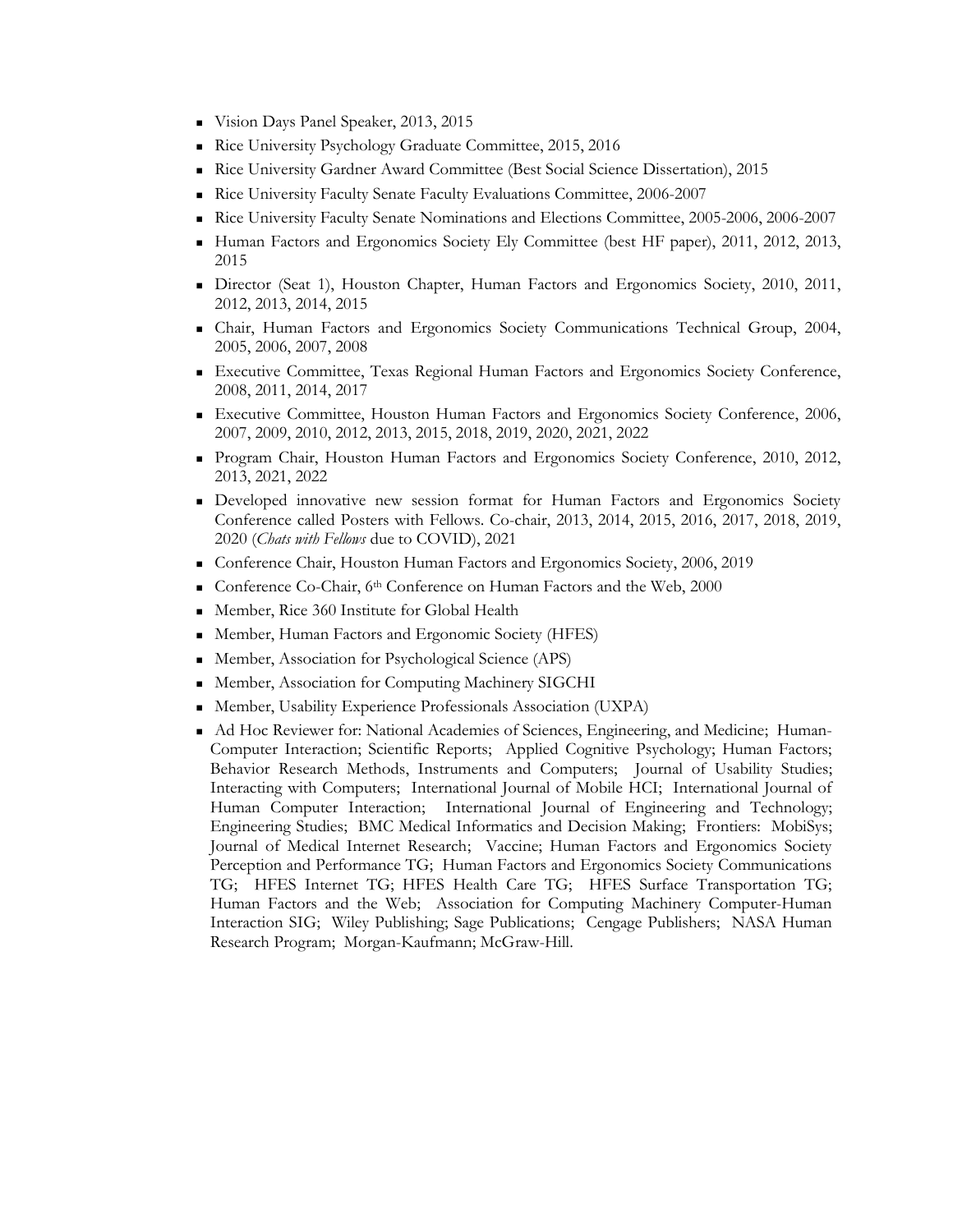- Vision Days Panel Speaker, 2013, 2015
- Rice University Psychology Graduate Committee, 2015, 2016
- Rice University Gardner Award Committee (Best Social Science Dissertation), 2015
- Rice University Faculty Senate Faculty Evaluations Committee, 2006-2007
- Rice University Faculty Senate Nominations and Elections Committee, 2005-2006, 2006-2007
- Human Factors and Ergonomics Society Ely Committee (best HF paper), 2011, 2012, 2013, 2015
- Director (Seat 1), Houston Chapter, Human Factors and Ergonomics Society, 2010, 2011, 2012, 2013, 2014, 2015
- Chair, Human Factors and Ergonomics Society Communications Technical Group, 2004, 2005, 2006, 2007, 2008
- Executive Committee, Texas Regional Human Factors and Ergonomics Society Conference, 2008, 2011, 2014, 2017
- Executive Committee, Houston Human Factors and Ergonomics Society Conference, 2006, 2007, 2009, 2010, 2012, 2013, 2015, 2018, 2019, 2020, 2021, 2022
- Program Chair, Houston Human Factors and Ergonomics Society Conference, 2010, 2012, 2013, 2021, 2022
- Developed innovative new session format for Human Factors and Ergonomics Society Conference called Posters with Fellows. Co-chair, 2013, 2014, 2015, 2016, 2017, 2018, 2019, 2020 (*Chats with Fellows* due to COVID), 2021
- Conference Chair, Houston Human Factors and Ergonomics Society, 2006, 2019
- Conference Co-Chair, 6th Conference on Human Factors and the Web, 2000
- Member, Rice 360 Institute for Global Health
- Member, Human Factors and Ergonomic Society (HFES)
- Member, Association for Psychological Science (APS)
- Member, Association for Computing Machinery SIGCHI
- Member, Usability Experience Professionals Association (UXPA)
- Ad Hoc Reviewer for: National Academies of Sciences, Engineering, and Medicine; Human-Computer Interaction; Scientific Reports; Applied Cognitive Psychology; Human Factors; Behavior Research Methods, Instruments and Computers; Journal of Usability Studies; Interacting with Computers; International Journal of Mobile HCI; International Journal of Human Computer Interaction; International Journal of Engineering and Technology; Engineering Studies; BMC Medical Informatics and Decision Making; Frontiers: MobiSys; Journal of Medical Internet Research; Vaccine; Human Factors and Ergonomics Society Perception and Performance TG; Human Factors and Ergonomics Society Communications TG; HFES Internet TG; HFES Health Care TG; HFES Surface Transportation TG; Human Factors and the Web; Association for Computing Machinery Computer-Human Interaction SIG; Wiley Publishing; Sage Publications; Cengage Publishers; NASA Human Research Program; Morgan-Kaufmann; McGraw-Hill.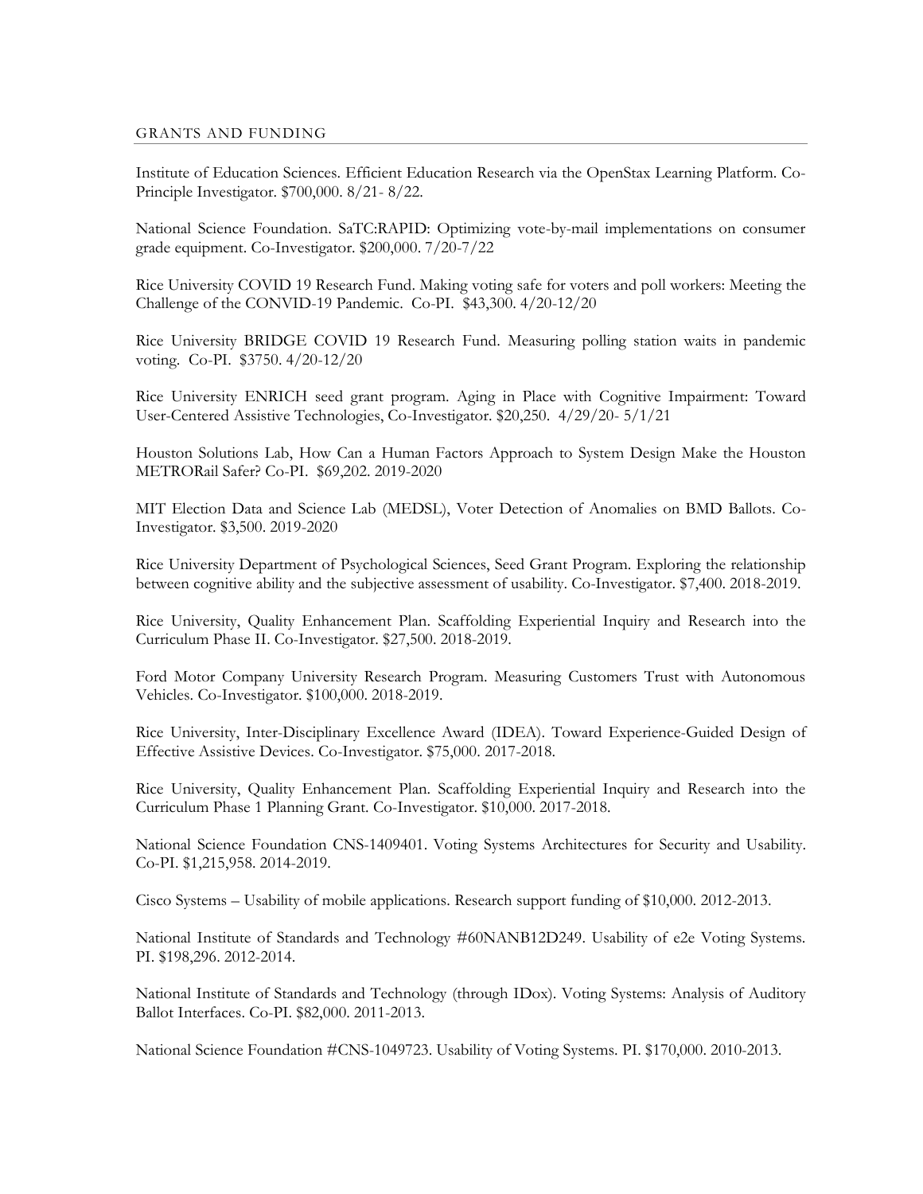## GRANTS AND FUNDING

Institute of Education Sciences. Efficient Education Research via the OpenStax Learning Platform. Co-Principle Investigator. $700,000. 8/21- 8/22.

National Science Foundation. SaTC:RAPID: Optimizing vote-by-mail implementations on consumer grade equipment. Co-Investigator. $200,000. 7/20-7/22

Rice University COVID 19 Research Fund. Making voting safe for voters and poll workers: Meeting the Challenge of the CONVID-19 Pandemic. Co-PI. $43,300. 4/20-12/20

Rice University BRIDGE COVID 19 Research Fund. Measuring polling station waits in pandemic voting. Co-PI. $3750. 4/20-12/20

Rice University ENRICH seed grant program. Aging in Place with Cognitive Impairment: Toward User-Centered Assistive Technologies, Co-Investigator. $20,250. 4/29/20- 5/1/21

Houston Solutions Lab, How Can a Human Factors Approach to System Design Make the Houston METRORail Safer? Co-PI. $69,202. 2019-2020

MIT Election Data and Science Lab (MEDSL), Voter Detection of Anomalies on BMD Ballots. Co-Investigator. $3,500. 2019-2020

Rice University Department of Psychological Sciences, Seed Grant Program. Exploring the relationship between cognitive ability and the subjective assessment of usability. Co-Investigator. $7,400. 2018-2019.

Rice University, Quality Enhancement Plan. Scaffolding Experiential Inquiry and Research into the Curriculum Phase II. Co-Investigator. $27,500. 2018-2019.

Ford Motor Company University Research Program. Measuring Customers Trust with Autonomous Vehicles. Co-Investigator. $100,000. 2018-2019.

Rice University, Inter-Disciplinary Excellence Award (IDEA). Toward Experience-Guided Design of Effective Assistive Devices. Co-Investigator. $75,000. 2017-2018.

Rice University, Quality Enhancement Plan. Scaffolding Experiential Inquiry and Research into the Curriculum Phase 1 Planning Grant. Co-Investigator. $10,000. 2017-2018.

National Science Foundation CNS-1409401. Voting Systems Architectures for Security and Usability. Co-PI. $1,215,958. 2014-2019.

Cisco Systems – Usability of mobile applications. Research support funding of $10,000. 2012-2013.

National Institute of Standards and Technology #60NANB12D249. Usability of e2e Voting Systems. PI. $198,296. 2012-2014.

National Institute of Standards and Technology (through IDox). Voting Systems: Analysis of Auditory Ballot Interfaces. Co-PI. $82,000. 2011-2013.

National Science Foundation #CNS-1049723. Usability of Voting Systems. PI. $170,000. 2010-2013.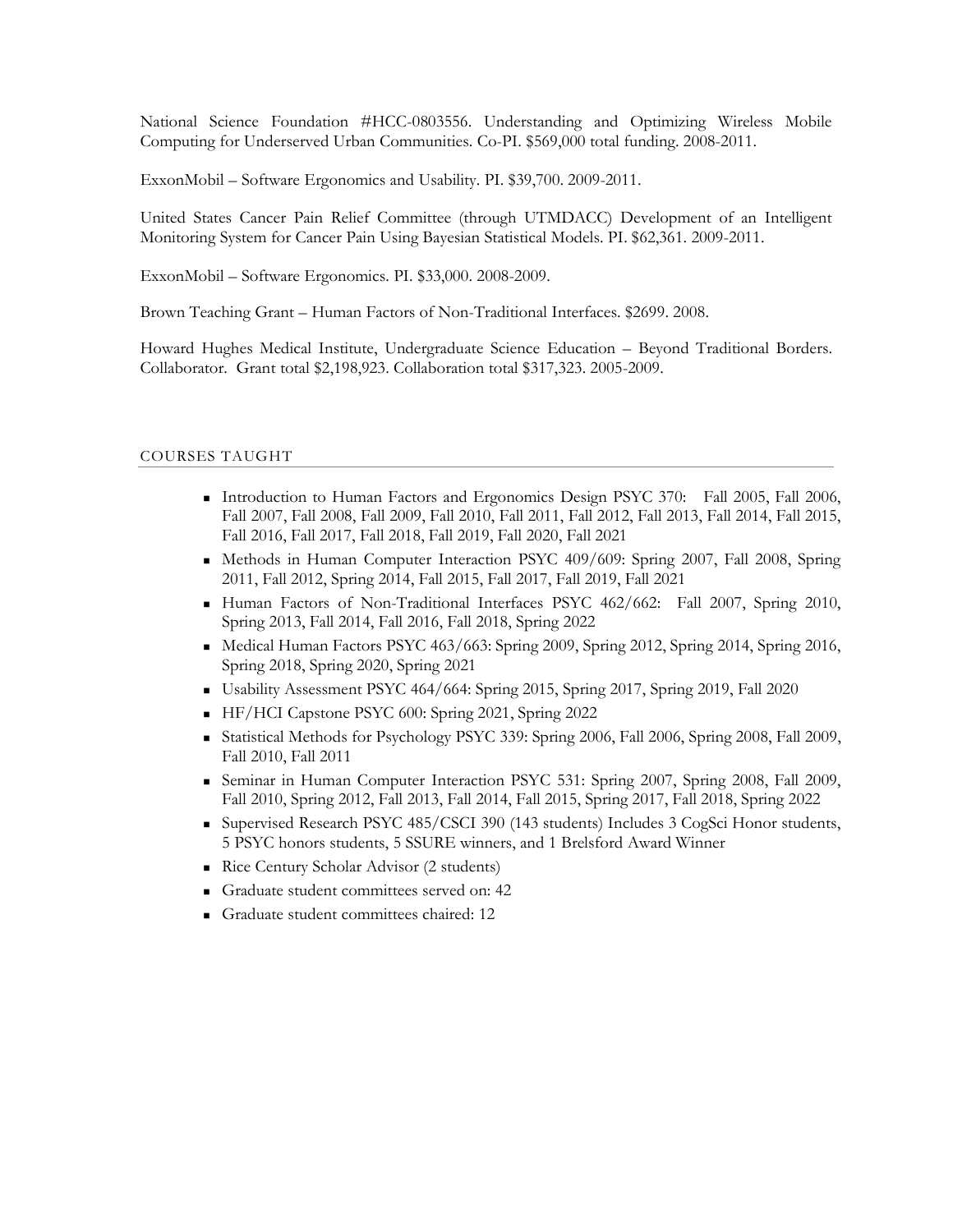National Science Foundation #HCC-0803556. Understanding and Optimizing Wireless Mobile Computing for Underserved Urban Communities. Co-PI. $569,000 total funding. 2008-2011.

ExxonMobil – Software Ergonomics and Usability. PI. $39,700. 2009-2011.

United States Cancer Pain Relief Committee (through UTMDACC) Development of an Intelligent Monitoring System for Cancer Pain Using Bayesian Statistical Models. PI. $62,361. 2009-2011.

ExxonMobil – Software Ergonomics. PI. $33,000. 2008-2009.

Brown Teaching Grant – Human Factors of Non-Traditional Interfaces. $2699. 2008.

Howard Hughes Medical Institute, Undergraduate Science Education – Beyond Traditional Borders. Collaborator. Grant total $2,198,923. Collaboration total $317,323. 2005-2009.

## COURSES TAUGHT

- Introduction to Human Factors and Ergonomics Design PSYC 370: Fall 2005, Fall 2006, Fall 2007, Fall 2008, Fall 2009, Fall 2010, Fall 2011, Fall 2012, Fall 2013, Fall 2014, Fall 2015, Fall 2016, Fall 2017, Fall 2018, Fall 2019, Fall 2020, Fall 2021
- Methods in Human Computer Interaction PSYC 409/609: Spring 2007, Fall 2008, Spring 2011, Fall 2012, Spring 2014, Fall 2015, Fall 2017, Fall 2019, Fall 2021
- Human Factors of Non-Traditional Interfaces PSYC 462/662: Fall 2007, Spring 2010, Spring 2013, Fall 2014, Fall 2016, Fall 2018, Spring 2022
- Medical Human Factors PSYC 463/663: Spring 2009, Spring 2012, Spring 2014, Spring 2016, Spring 2018, Spring 2020, Spring 2021
- Usability Assessment PSYC 464/664: Spring 2015, Spring 2017, Spring 2019, Fall 2020
- HF/HCI Capstone PSYC 600: Spring 2021, Spring 2022
- Statistical Methods for Psychology PSYC 339: Spring 2006, Fall 2006, Spring 2008, Fall 2009, Fall 2010, Fall 2011
- Seminar in Human Computer Interaction PSYC 531: Spring 2007, Spring 2008, Fall 2009, Fall 2010, Spring 2012, Fall 2013, Fall 2014, Fall 2015, Spring 2017, Fall 2018, Spring 2022
- Supervised Research PSYC 485/CSCI 390 (143 students) Includes 3 CogSci Honor students, 5 PSYC honors students, 5 SSURE winners, and 1 Brelsford Award Winner
- Rice Century Scholar Advisor (2 students)
- Graduate student committees served on: 42
- Graduate student committees chaired: 12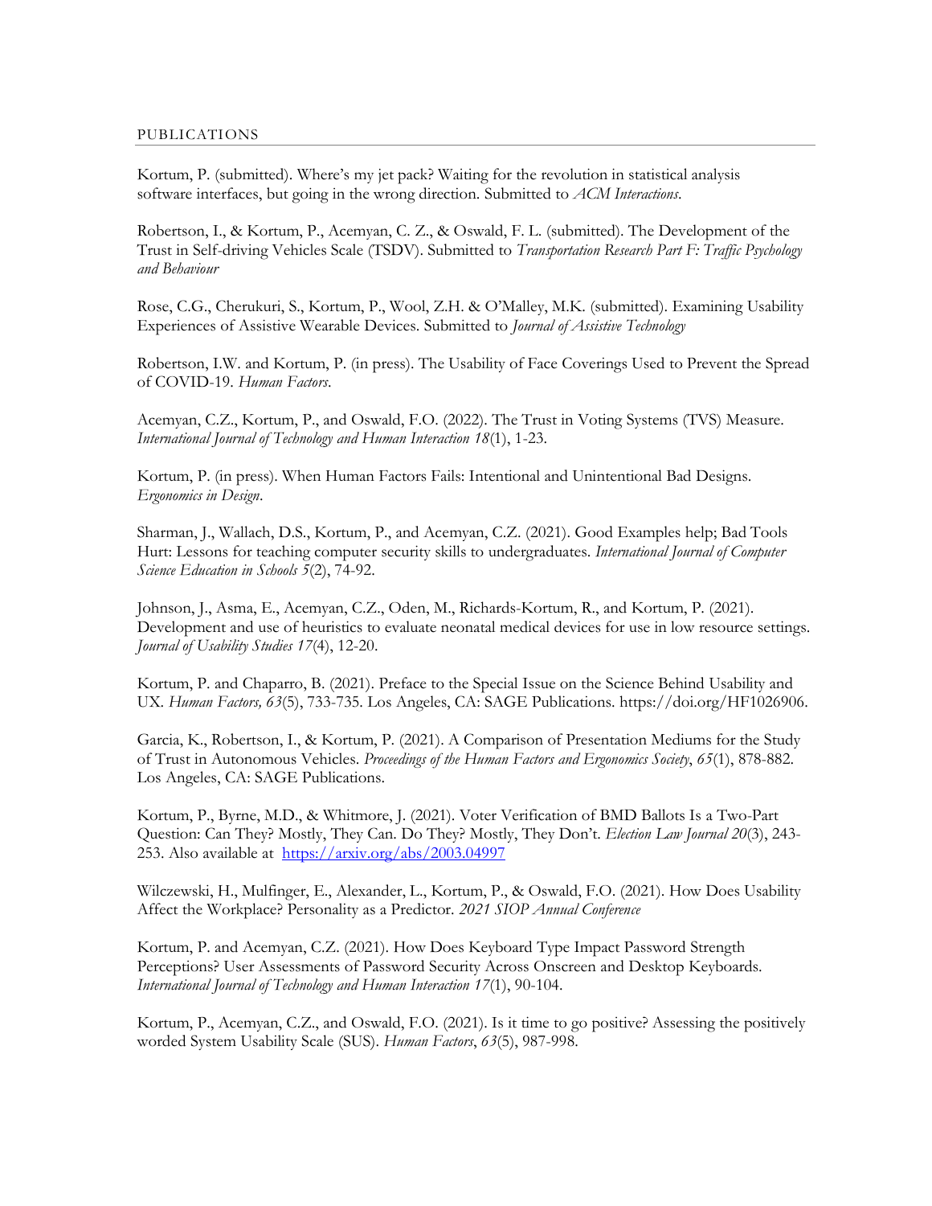## PUBLICATIONS

Kortum, P. (submitted). Where's my jet pack? Waiting for the revolution in statistical analysis software interfaces, but going in the wrong direction. Submitted to *ACM Interactions*.

Robertson, I., & Kortum, P., Acemyan, C. Z., & Oswald, F. L. (submitted). The Development of the Trust in Self-driving Vehicles Scale (TSDV). Submitted to *Transportation Research Part F: Traffic Psychology and Behaviour*

Rose, C.G., Cherukuri, S., Kortum, P., Wool, Z.H. & O'Malley, M.K. (submitted). Examining Usability Experiences of Assistive Wearable Devices. Submitted to *Journal of Assistive Technology*

Robertson, I.W. and Kortum, P. (in press). The Usability of Face Coverings Used to Prevent the Spread of COVID-19. *Human Factors*.

Acemyan, C.Z., Kortum, P., and Oswald, F.O. (2022). The Trust in Voting Systems (TVS) Measure. *International Journal of Technology and Human Interaction 18*(1), 1-23.

Kortum, P. (in press). When Human Factors Fails: Intentional and Unintentional Bad Designs. *Ergonomics in Design*.

Sharman, J., Wallach, D.S., Kortum, P., and Acemyan, C.Z. (2021). Good Examples help; Bad Tools Hurt: Lessons for teaching computer security skills to undergraduates. *International Journal of Computer Science Education in Schools 5*(2), 74-92.

Johnson, J., Asma, E., Acemyan, C.Z., Oden, M., Richards-Kortum, R., and Kortum, P. (2021). Development and use of heuristics to evaluate neonatal medical devices for use in low resource settings. *Journal of Usability Studies 17*(4), 12-20.

Kortum, P. and Chaparro, B. (2021). Preface to the Special Issue on the Science Behind Usability and UX. *Human Factors, 63*(5), 733-735. Los Angeles, CA: SAGE Publications. https://doi.org/HF1026906.

Garcia, K., Robertson, I., & Kortum, P. (2021). A Comparison of Presentation Mediums for the Study of Trust in Autonomous Vehicles. *Proceedings of the Human Factors and Ergonomics Society*, *65*(1), 878-882. Los Angeles, CA: SAGE Publications.

Kortum, P., Byrne, M.D., & Whitmore, J. (2021). Voter Verification of BMD Ballots Is a Two-Part Question: Can They? Mostly, They Can. Do They? Mostly, They Don't. *Election Law Journal 20*(3), 243-253. Also available at https://arxiv.org/abs/2003.04997

Wilczewski, H., Mulfinger, E., Alexander, L., Kortum, P., & Oswald, F.O. (2021). How Does Usability Affect the Workplace? Personality as a Predictor. *2021 SIOP Annual Conference*

Kortum, P. and Acemyan, C.Z. (2021). How Does Keyboard Type Impact Password Strength Perceptions? User Assessments of Password Security Across Onscreen and Desktop Keyboards. *International Journal of Technology and Human Interaction 17*(1), 90-104.

Kortum, P., Acemyan, C.Z., and Oswald, F.O. (2021). Is it time to go positive? Assessing the positively worded System Usability Scale (SUS). *Human Factors*, *63*(5), 987-998.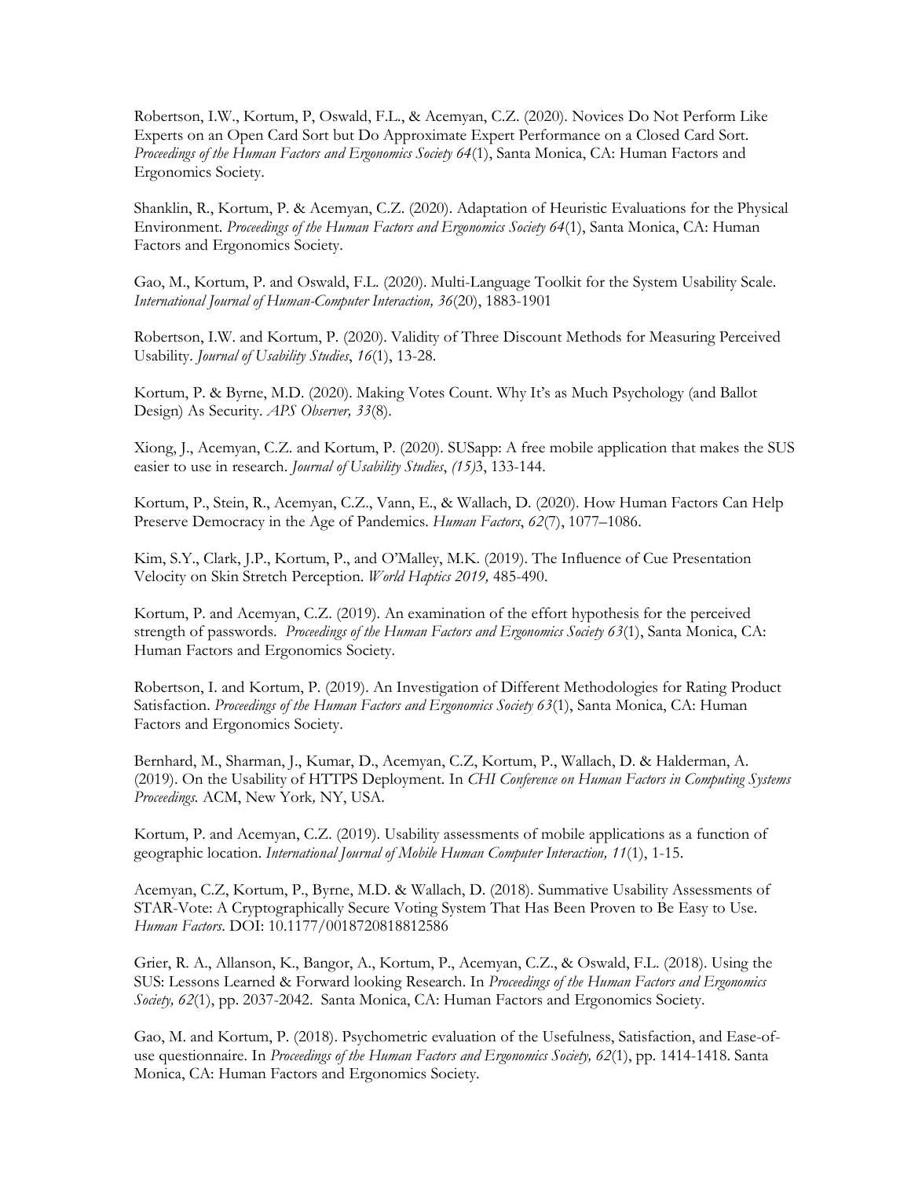Robertson, I.W., Kortum, P, Oswald, F.L., & Acemyan, C.Z. (2020). Novices Do Not Perform Like Experts on an Open Card Sort but Do Approximate Expert Performance on a Closed Card Sort. *Proceedings of the Human Factors and Ergonomics Society 64*(1), Santa Monica, CA: Human Factors and Ergonomics Society.

Shanklin, R., Kortum, P. & Acemyan, C.Z. (2020). Adaptation of Heuristic Evaluations for the Physical Environment. *Proceedings of the Human Factors and Ergonomics Society 64*(1), Santa Monica, CA: Human Factors and Ergonomics Society.

Gao, M., Kortum, P. and Oswald, F.L. (2020). Multi-Language Toolkit for the System Usability Scale. *International Journal of Human-Computer Interaction, 36*(20), 1883-1901

Robertson, I.W. and Kortum, P. (2020). Validity of Three Discount Methods for Measuring Perceived Usability. *Journal of Usability Studies*, *16*(1), 13-28.

Kortum, P. & Byrne, M.D. (2020). Making Votes Count. Why It's as Much Psychology (and Ballot Design) As Security. *APS Observer, 33*(8).

Xiong, J., Acemyan, C.Z. and Kortum, P. (2020). SUSapp: A free mobile application that makes the SUS easier to use in research. *Journal of Usability Studies*, *(15)*3, 133-144.

Kortum, P., Stein, R., Acemyan, C.Z., Vann, E., & Wallach, D. (2020). How Human Factors Can Help Preserve Democracy in the Age of Pandemics. *Human Factors*, *62*(7), 1077–1086.

Kim, S.Y., Clark, J.P., Kortum, P., and O'Malley, M.K. (2019). The Influence of Cue Presentation Velocity on Skin Stretch Perception. *World Haptics 2019,* 485-490.

Kortum, P. and Acemyan, C.Z. (2019). An examination of the effort hypothesis for the perceived strength of passwords. *Proceedings of the Human Factors and Ergonomics Society 63*(1), Santa Monica, CA: Human Factors and Ergonomics Society.

Robertson, I. and Kortum, P. (2019). An Investigation of Different Methodologies for Rating Product Satisfaction. *Proceedings of the Human Factors and Ergonomics Society 63*(1), Santa Monica, CA: Human Factors and Ergonomics Society.

Bernhard, M., Sharman, J., Kumar, D., Acemyan, C.Z, Kortum, P., Wallach, D. & Halderman, A. (2019). On the Usability of HTTPS Deployment. In *CHI Conference on Human Factors in Computing Systems Proceedings.* ACM, New York*,* NY, USA.

Kortum, P. and Acemyan, C.Z. (2019). Usability assessments of mobile applications as a function of geographic location. *International Journal of Mobile Human Computer Interaction, 11*(1), 1-15.

Acemyan, C.Z, Kortum, P., Byrne, M.D. & Wallach, D. (2018). Summative Usability Assessments of STAR-Vote: A Cryptographically Secure Voting System That Has Been Proven to Be Easy to Use. *Human Factors*. DOI: 10.1177/0018720818812586

Grier, R. A., Allanson, K., Bangor, A., Kortum, P., Acemyan, C.Z., & Oswald, F.L. (2018). Using the SUS: Lessons Learned & Forward looking Research. In *Proceedings of the Human Factors and Ergonomics Society, 62*(1), pp. 2037-2042. Santa Monica, CA: Human Factors and Ergonomics Society.

Gao, M. and Kortum, P. (2018). Psychometric evaluation of the Usefulness, Satisfaction, and Ease-of-use questionnaire. In *Proceedings of the Human Factors and Ergonomics Society, 62*(1), pp. 1414-1418. Santa Monica, CA: Human Factors and Ergonomics Society.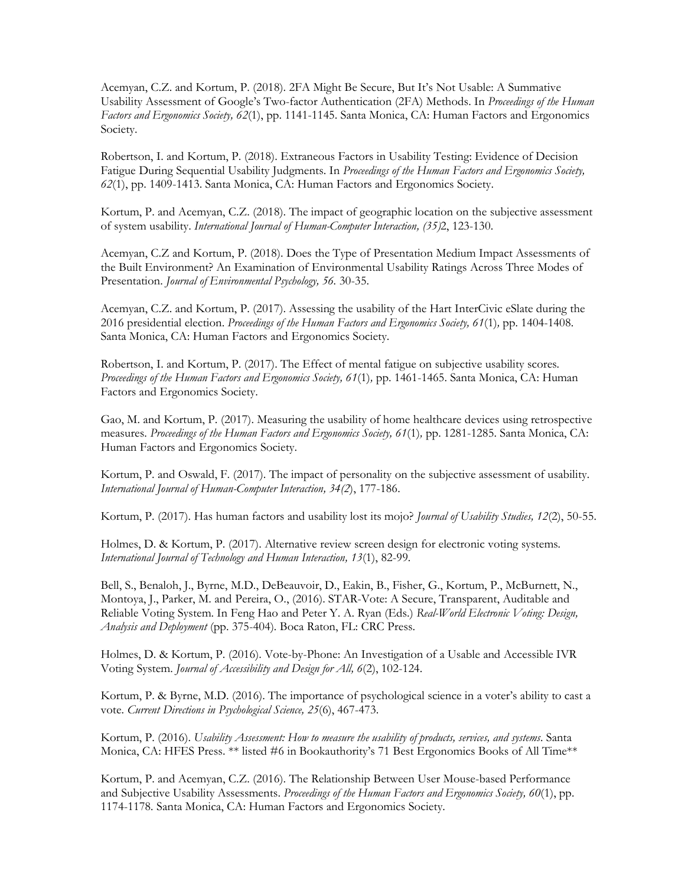Acemyan, C.Z. and Kortum, P. (2018). 2FA Might Be Secure, But It's Not Usable: A Summative Usability Assessment of Google's Two-factor Authentication (2FA) Methods. In *Proceedings of the Human Factors and Ergonomics Society, 62*(1), pp. 1141-1145. Santa Monica, CA: Human Factors and Ergonomics Society.

Robertson, I. and Kortum, P. (2018). Extraneous Factors in Usability Testing: Evidence of Decision Fatigue During Sequential Usability Judgments. In *Proceedings of the Human Factors and Ergonomics Society, 62*(1), pp. 1409-1413. Santa Monica, CA: Human Factors and Ergonomics Society.

Kortum, P. and Acemyan, C.Z. (2018). The impact of geographic location on the subjective assessment of system usability. *International Journal of Human-Computer Interaction, (35)*2, 123-130.

Acemyan, C.Z and Kortum, P. (2018). Does the Type of Presentation Medium Impact Assessments of the Built Environment? An Examination of Environmental Usability Ratings Across Three Modes of Presentation. *Journal of Environmental Psychology, 56*. 30-35.

Acemyan, C.Z. and Kortum, P. (2017). Assessing the usability of the Hart InterCivic eSlate during the 2016 presidential election. *Proceedings of the Human Factors and Ergonomics Society, 61*(1), pp. 1404-1408. Santa Monica, CA: Human Factors and Ergonomics Society.

Robertson, I. and Kortum, P. (2017). The Effect of mental fatigue on subjective usability scores. *Proceedings of the Human Factors and Ergonomics Society, 61*(1), pp. 1461-1465. Santa Monica, CA: Human Factors and Ergonomics Society.

Gao, M. and Kortum, P. (2017). Measuring the usability of home healthcare devices using retrospective measures. *Proceedings of the Human Factors and Ergonomics Society, 61*(1), pp. 1281-1285. Santa Monica, CA: Human Factors and Ergonomics Society.

Kortum, P. and Oswald, F. (2017). The impact of personality on the subjective assessment of usability. *International Journal of Human-Computer Interaction, 34(2)*, 177-186.

Kortum, P. (2017). Has human factors and usability lost its mojo? *Journal of Usability Studies, 12*(2), 50-55.

Holmes, D. & Kortum, P. (2017). Alternative review screen design for electronic voting systems. *International Journal of Technology and Human Interaction, 13*(1), 82-99.

Bell, S., Benaloh, J., Byrne, M.D., DeBeauvoir, D., Eakin, B., Fisher, G., Kortum, P., McBurnett, N., Montoya, J., Parker, M. and Pereira, O., (2016). STAR-Vote: A Secure, Transparent, Auditable and Reliable Voting System. In Feng Hao and Peter Y. A. Ryan (Eds.) *Real-World Electronic Voting: Design, Analysis and Deployment* (pp. 375-404). Boca Raton, FL: CRC Press.

Holmes, D. & Kortum, P. (2016). Vote-by-Phone: An Investigation of a Usable and Accessible IVR Voting System. *Journal of Accessibility and Design for All, 6*(2), 102-124.

Kortum, P. & Byrne, M.D. (2016). The importance of psychological science in a voter's ability to cast a vote. *Current Directions in Psychological Science, 25*(6), 467-473.

Kortum, P. (2016). *Usability Assessment: How to measure the usability of products, services, and systems*. Santa Monica, CA: HFES Press. ** listed #6 in Bookauthority's 71 Best Ergonomics Books of All Time**

Kortum, P. and Acemyan, C.Z. (2016). The Relationship Between User Mouse-based Performance and Subjective Usability Assessments. *Proceedings of the Human Factors and Ergonomics Society, 60*(1), pp. 1174-1178. Santa Monica, CA: Human Factors and Ergonomics Society.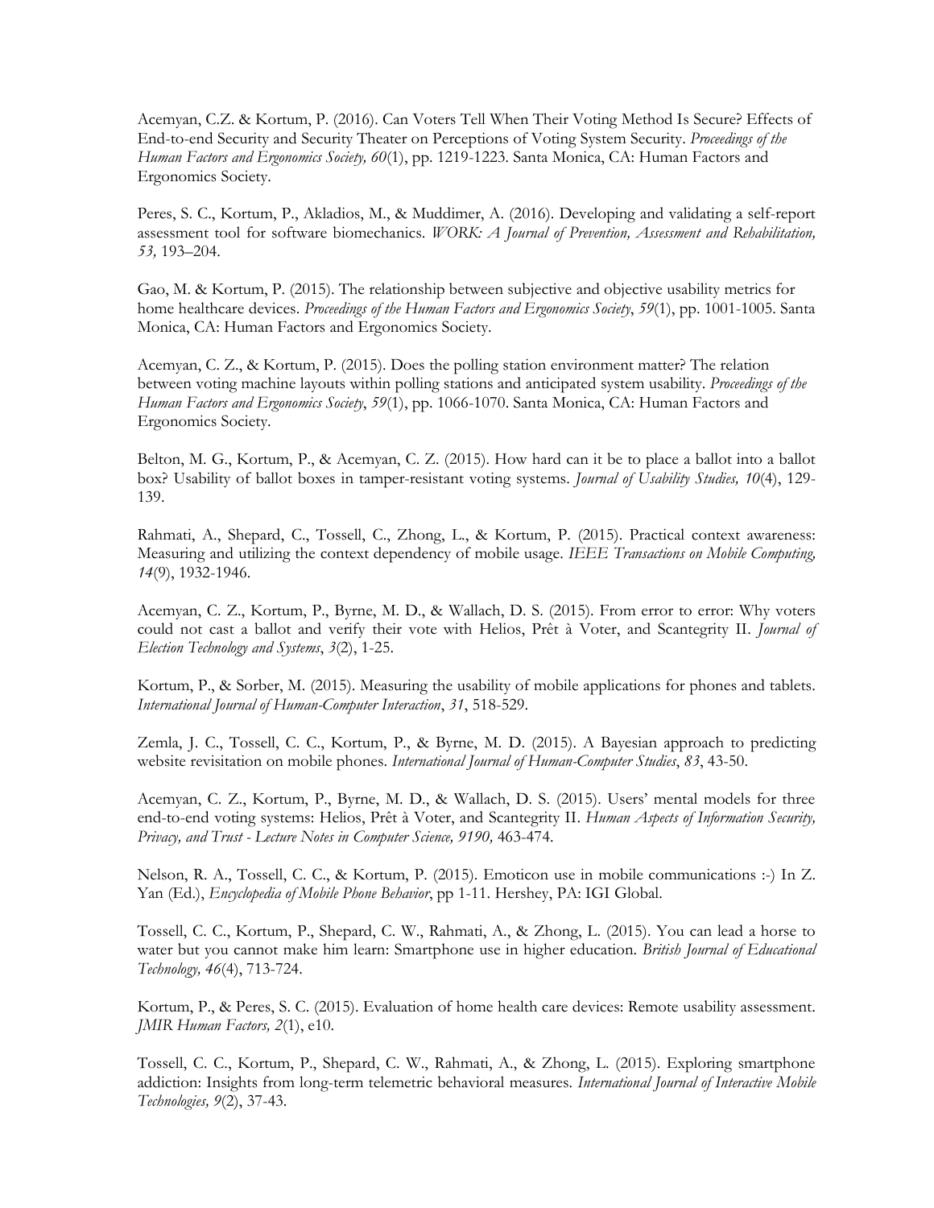Acemyan, C.Z. & Kortum, P. (2016). Can Voters Tell When Their Voting Method Is Secure? Effects of End-to-end Security and Security Theater on Perceptions of Voting System Security. *Proceedings of the Human Factors and Ergonomics Society, 60*(1), pp. 1219-1223. Santa Monica, CA: Human Factors and Ergonomics Society.

Peres, S. C., Kortum, P., Akladios, M., & Muddimer, A. (2016). Developing and validating a self-report assessment tool for software biomechanics. *WORK: A Journal of Prevention, Assessment and Rehabilitation, 53,* 193–204.

Gao, M. & Kortum, P. (2015). The relationship between subjective and objective usability metrics for home healthcare devices. *Proceedings of the Human Factors and Ergonomics Society*, *59*(1), pp. 1001-1005. Santa Monica, CA: Human Factors and Ergonomics Society.

Acemyan, C. Z., & Kortum, P. (2015). Does the polling station environment matter? The relation between voting machine layouts within polling stations and anticipated system usability. *Proceedings of the Human Factors and Ergonomics Society*, *59*(1), pp. 1066-1070. Santa Monica, CA: Human Factors and Ergonomics Society.

Belton, M. G., Kortum, P., & Acemyan, C. Z. (2015). How hard can it be to place a ballot into a ballot box? Usability of ballot boxes in tamper-resistant voting systems. *Journal of Usability Studies, 10*(4), 129-139.

Rahmati, A., Shepard, C., Tossell, C., Zhong, L., & Kortum, P. (2015). Practical context awareness: Measuring and utilizing the context dependency of mobile usage. *IEEE Transactions on Mobile Computing, 14*(9), 1932-1946.

Acemyan, C. Z., Kortum, P., Byrne, M. D., & Wallach, D. S. (2015). From error to error: Why voters could not cast a ballot and verify their vote with Helios, Prêt à Voter, and Scantegrity II. *Journal of Election Technology and Systems*, *3*(2), 1-25.

Kortum, P., & Sorber, M. (2015). Measuring the usability of mobile applications for phones and tablets. *International Journal of Human-Computer Interaction*, *31*, 518-529.

Zemla, J. C., Tossell, C. C., Kortum, P., & Byrne, M. D. (2015). A Bayesian approach to predicting website revisitation on mobile phones. *International Journal of Human-Computer Studies*, *83*, 43-50.

Acemyan, C. Z., Kortum, P., Byrne, M. D., & Wallach, D. S. (2015). Users' mental models for three end-to-end voting systems: Helios, Prêt à Voter, and Scantegrity II. *Human Aspects of Information Security, Privacy, and Trust - Lecture Notes in Computer Science, 9190,* 463-474.

Nelson, R. A., Tossell, C. C., & Kortum, P. (2015). Emoticon use in mobile communications :-) In Z. Yan (Ed.), *Encyclopedia of Mobile Phone Behavior*, pp 1-11. Hershey, PA: IGI Global.

Tossell, C. C., Kortum, P., Shepard, C. W., Rahmati, A., & Zhong, L. (2015). You can lead a horse to water but you cannot make him learn: Smartphone use in higher education. *British Journal of Educational Technology, 46*(4), 713-724.

Kortum, P., & Peres, S. C. (2015). Evaluation of home health care devices: Remote usability assessment. *JMIR Human Factors, 2*(1), e10.

Tossell, C. C., Kortum, P., Shepard, C. W., Rahmati, A., & Zhong, L. (2015). Exploring smartphone addiction: Insights from long-term telemetric behavioral measures. *International Journal of Interactive Mobile Technologies, 9*(2), 37-43.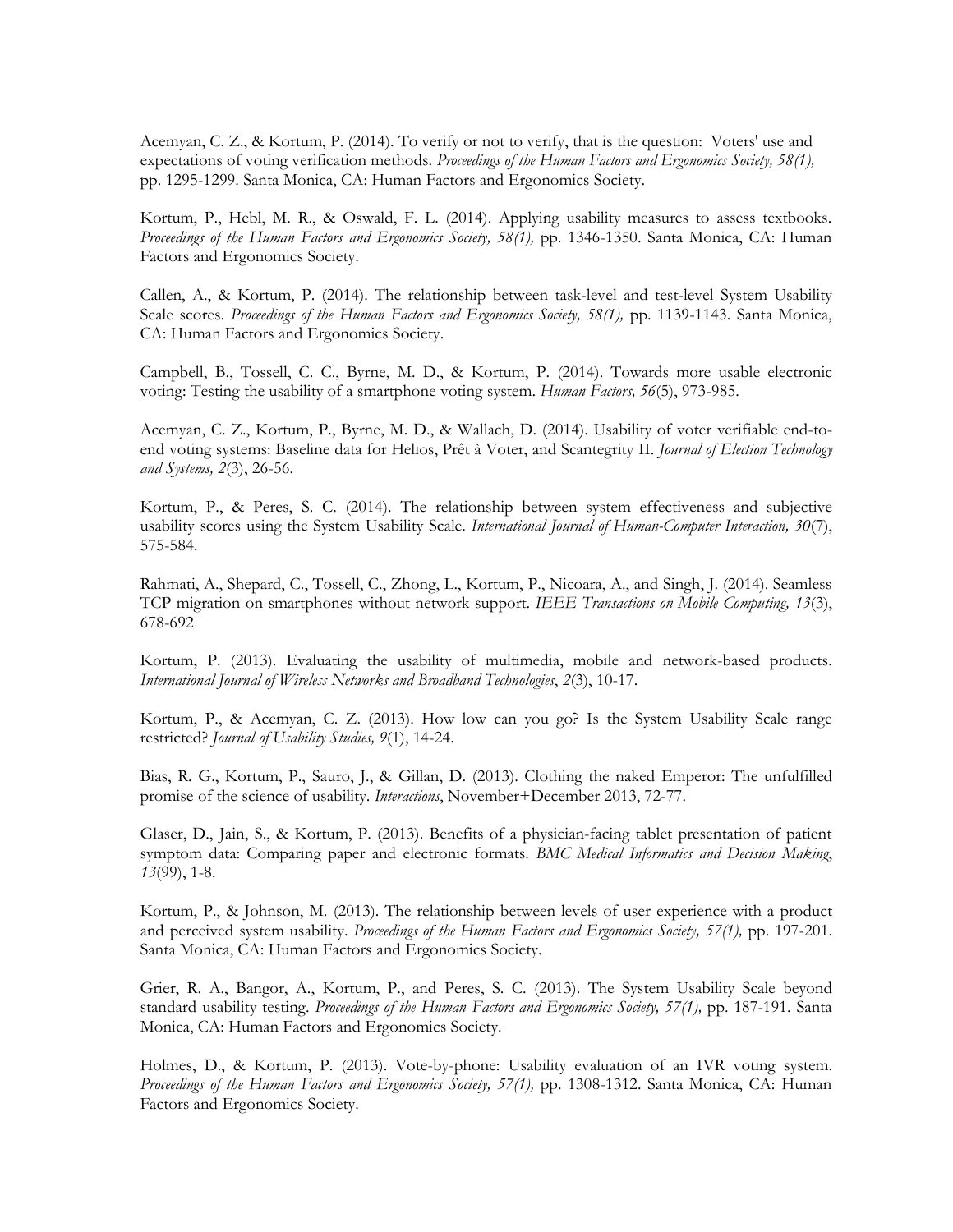Acemyan, C. Z., & Kortum, P. (2014). To verify or not to verify, that is the question: Voters' use and expectations of voting verification methods. *Proceedings of the Human Factors and Ergonomics Society, 58(1),* pp. 1295-1299. Santa Monica, CA: Human Factors and Ergonomics Society.

Kortum, P., Hebl, M. R., & Oswald, F. L. (2014). Applying usability measures to assess textbooks. *Proceedings of the Human Factors and Ergonomics Society, 58(1),* pp. 1346-1350. Santa Monica, CA: Human Factors and Ergonomics Society.

Callen, A., & Kortum, P. (2014). The relationship between task-level and test-level System Usability Scale scores. *Proceedings of the Human Factors and Ergonomics Society, 58(1),* pp. 1139-1143. Santa Monica, CA: Human Factors and Ergonomics Society.

Campbell, B., Tossell, C. C., Byrne, M. D., & Kortum, P. (2014). Towards more usable electronic voting: Testing the usability of a smartphone voting system. *Human Factors, 56*(5), 973-985.

Acemyan, C. Z., Kortum, P., Byrne, M. D., & Wallach, D. (2014). Usability of voter verifiable end-to-end voting systems: Baseline data for Helios, Prêt à Voter, and Scantegrity II. *Journal of Election Technology and Systems, 2*(3), 26-56.

Kortum, P., & Peres, S. C. (2014). The relationship between system effectiveness and subjective usability scores using the System Usability Scale. *International Journal of Human-Computer Interaction, 30*(7), 575-584.

Rahmati, A., Shepard, C., Tossell, C., Zhong, L., Kortum, P., Nicoara, A., and Singh, J. (2014). Seamless TCP migration on smartphones without network support. *IEEE Transactions on Mobile Computing, 13*(3), 678-692

Kortum, P. (2013). Evaluating the usability of multimedia, mobile and network-based products. *International Journal of Wireless Networks and Broadband Technologies*, *2*(3), 10-17.

Kortum, P., & Acemyan, C. Z. (2013). How low can you go? Is the System Usability Scale range restricted? *Journal of Usability Studies, 9*(1), 14-24.

Bias, R. G., Kortum, P., Sauro, J., & Gillan, D. (2013). Clothing the naked Emperor: The unfulfilled promise of the science of usability. *Interactions*, November+December 2013, 72-77.

Glaser, D., Jain, S., & Kortum, P. (2013). Benefits of a physician-facing tablet presentation of patient symptom data: Comparing paper and electronic formats. *BMC Medical Informatics and Decision Making*, *13*(99), 1-8.

Kortum, P., & Johnson, M. (2013). The relationship between levels of user experience with a product and perceived system usability. *Proceedings of the Human Factors and Ergonomics Society, 57(1),* pp. 197-201. Santa Monica, CA: Human Factors and Ergonomics Society.

Grier, R. A., Bangor, A., Kortum, P., and Peres, S. C. (2013). The System Usability Scale beyond standard usability testing. *Proceedings of the Human Factors and Ergonomics Society, 57(1),* pp. 187-191. Santa Monica, CA: Human Factors and Ergonomics Society.

Holmes, D., & Kortum, P. (2013). Vote-by-phone: Usability evaluation of an IVR voting system. *Proceedings of the Human Factors and Ergonomics Society, 57(1),* pp. 1308-1312. Santa Monica, CA: Human Factors and Ergonomics Society.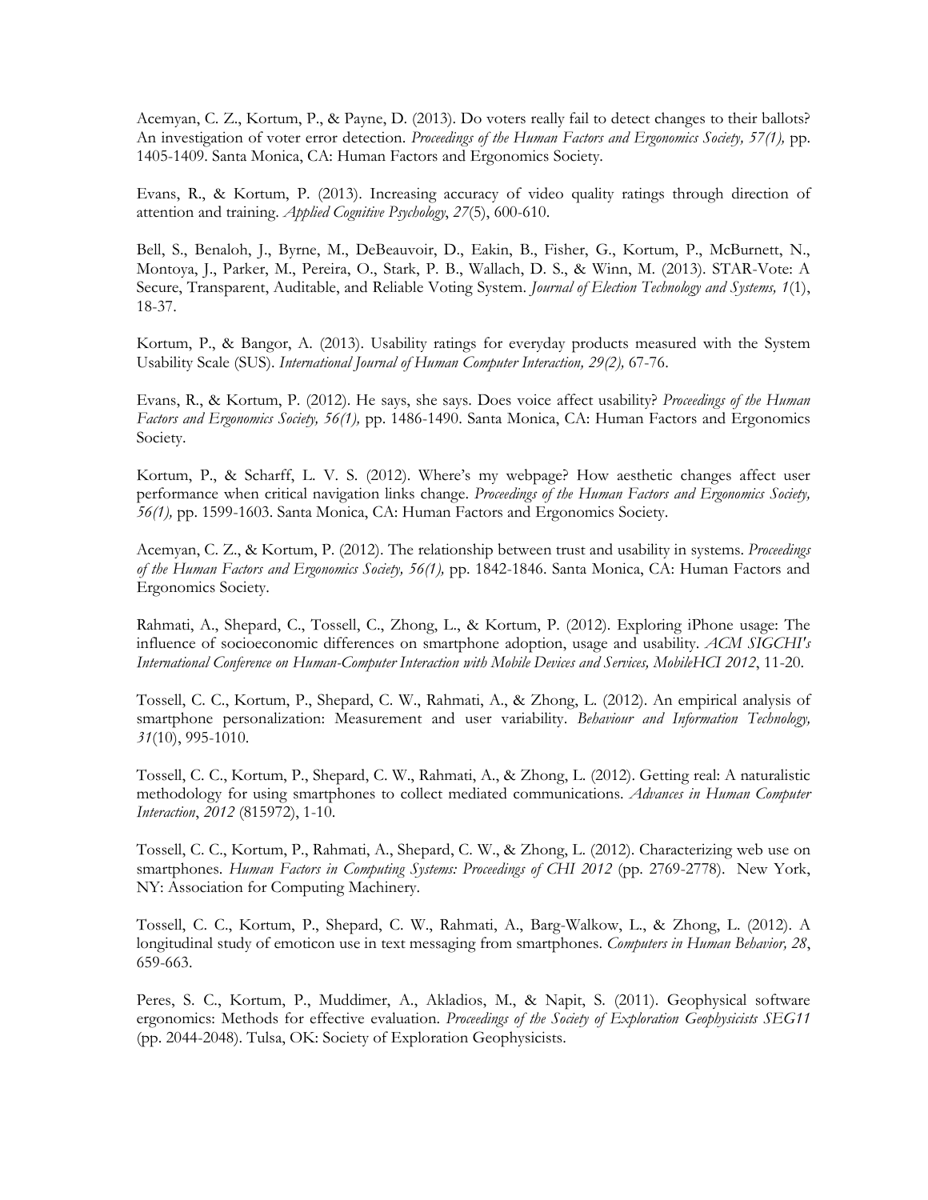Acemyan, C. Z., Kortum, P., & Payne, D. (2013). Do voters really fail to detect changes to their ballots? An investigation of voter error detection. *Proceedings of the Human Factors and Ergonomics Society, 57(1),* pp. 1405-1409. Santa Monica, CA: Human Factors and Ergonomics Society.

Evans, R., & Kortum, P. (2013). Increasing accuracy of video quality ratings through direction of attention and training. *Applied Cognitive Psychology*, *27*(5), 600-610.

Bell, S., Benaloh, J., Byrne, M., DeBeauvoir, D., Eakin, B., Fisher, G., Kortum, P., McBurnett, N., Montoya, J., Parker, M., Pereira, O., Stark, P. B., Wallach, D. S., & Winn, M. (2013). STAR-Vote: A Secure, Transparent, Auditable, and Reliable Voting System. *Journal of Election Technology and Systems, 1*(1), 18-37.

Kortum, P., & Bangor, A. (2013). Usability ratings for everyday products measured with the System Usability Scale (SUS). *International Journal of Human Computer Interaction, 29(2),* 67-76.

Evans, R., & Kortum, P. (2012). He says, she says. Does voice affect usability? *Proceedings of the Human Factors and Ergonomics Society, 56(1),* pp. 1486-1490. Santa Monica, CA: Human Factors and Ergonomics Society.

Kortum, P., & Scharff, L. V. S. (2012). Where's my webpage? How aesthetic changes affect user performance when critical navigation links change. *Proceedings of the Human Factors and Ergonomics Society, 56(1),* pp. 1599-1603. Santa Monica, CA: Human Factors and Ergonomics Society.

Acemyan, C. Z., & Kortum, P. (2012). The relationship between trust and usability in systems. *Proceedings of the Human Factors and Ergonomics Society, 56(1),* pp. 1842-1846. Santa Monica, CA: Human Factors and Ergonomics Society.

Rahmati, A., Shepard, C., Tossell, C., Zhong, L., & Kortum, P. (2012). Exploring iPhone usage: The influence of socioeconomic differences on smartphone adoption, usage and usability. *ACM SIGCHI's International Conference on Human-Computer Interaction with Mobile Devices and Services, MobileHCI 2012*, 11-20.

Tossell, C. C., Kortum, P., Shepard, C. W., Rahmati, A., & Zhong, L. (2012). An empirical analysis of smartphone personalization: Measurement and user variability. *Behaviour and Information Technology, 31*(10), 995-1010.

Tossell, C. C., Kortum, P., Shepard, C. W., Rahmati, A., & Zhong, L. (2012). Getting real: A naturalistic methodology for using smartphones to collect mediated communications. *Advances in Human Computer Interaction*, *2012* (815972), 1-10.

Tossell, C. C., Kortum, P., Rahmati, A., Shepard, C. W., & Zhong, L. (2012). Characterizing web use on smartphones. *Human Factors in Computing Systems: Proceedings of CHI 2012* (pp. 2769-2778). New York, NY: Association for Computing Machinery.

Tossell, C. C., Kortum, P., Shepard, C. W., Rahmati, A., Barg-Walkow, L., & Zhong, L. (2012). A longitudinal study of emoticon use in text messaging from smartphones. *Computers in Human Behavior, 28*, 659-663.

Peres, S. C., Kortum, P., Muddimer, A., Akladios, M., & Napit, S. (2011). Geophysical software ergonomics: Methods for effective evaluation. *Proceedings of the Society of Exploration Geophysicists SEG11* (pp. 2044-2048). Tulsa, OK: Society of Exploration Geophysicists.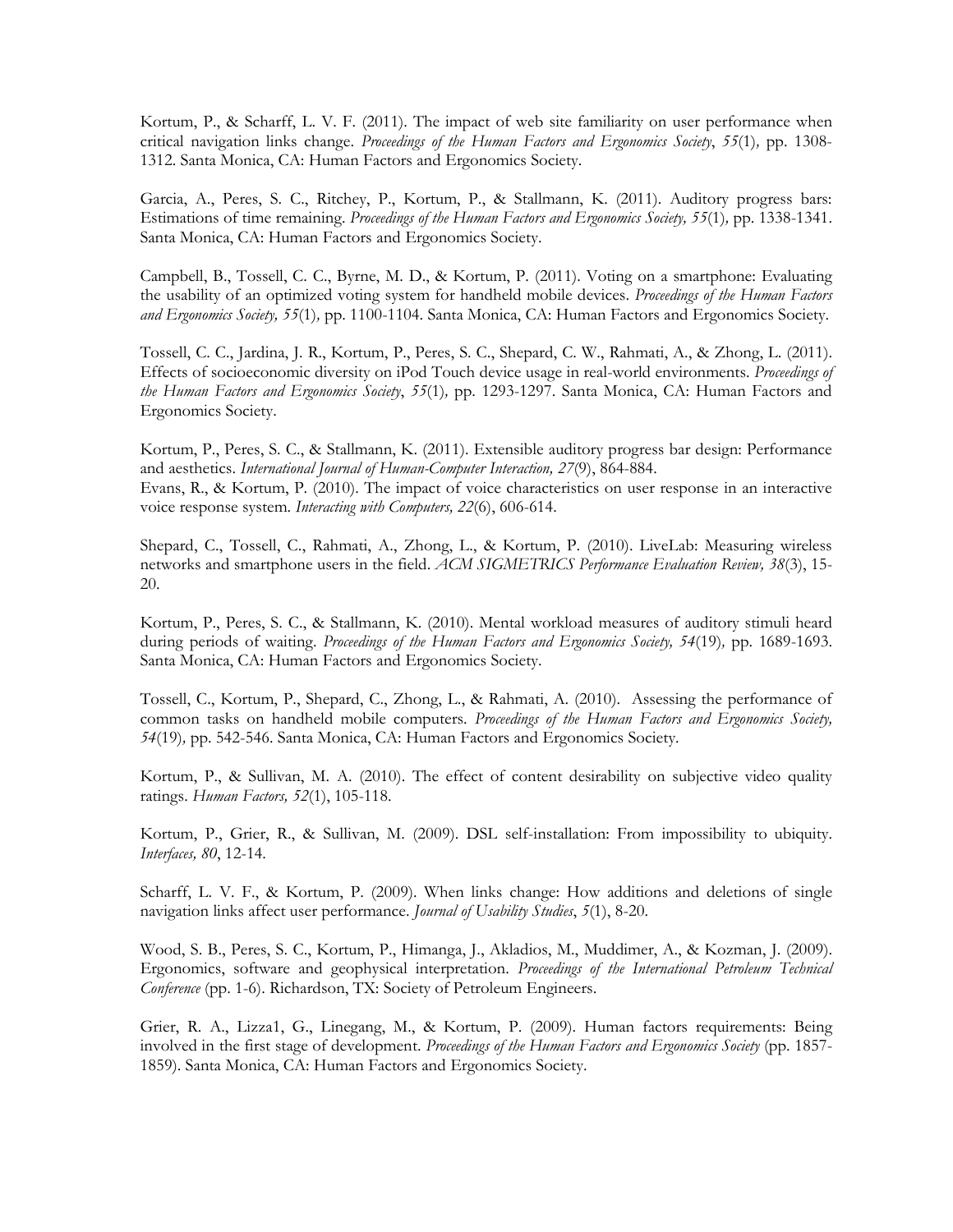Kortum, P., & Scharff, L. V. F. (2011). The impact of web site familiarity on user performance when critical navigation links change. *Proceedings of the Human Factors and Ergonomics Society*, *55*(1), pp. 1308-1312. Santa Monica, CA: Human Factors and Ergonomics Society.

Garcia, A., Peres, S. C., Ritchey, P., Kortum, P., & Stallmann, K. (2011). Auditory progress bars: Estimations of time remaining. *Proceedings of the Human Factors and Ergonomics Society, 55*(1), pp. 1338-1341. Santa Monica, CA: Human Factors and Ergonomics Society.

Campbell, B., Tossell, C. C., Byrne, M. D., & Kortum, P. (2011). Voting on a smartphone: Evaluating the usability of an optimized voting system for handheld mobile devices. *Proceedings of the Human Factors and Ergonomics Society, 55*(1), pp. 1100-1104. Santa Monica, CA: Human Factors and Ergonomics Society.

Tossell, C. C., Jardina, J. R., Kortum, P., Peres, S. C., Shepard, C. W., Rahmati, A., & Zhong, L. (2011). Effects of socioeconomic diversity on iPod Touch device usage in real-world environments. *Proceedings of the Human Factors and Ergonomics Society*, *55*(1), pp. 1293-1297. Santa Monica, CA: Human Factors and Ergonomics Society.

Kortum, P., Peres, S. C., & Stallmann, K. (2011). Extensible auditory progress bar design: Performance and aesthetics. *International Journal of Human-Computer Interaction, 27*(9), 864-884.
Evans, R., & Kortum, P. (2010). The impact of voice characteristics on user response in an interactive voice response system. *Interacting with Computers, 22*(6), 606-614.

Shepard, C., Tossell, C., Rahmati, A., Zhong, L., & Kortum, P. (2010). LiveLab: Measuring wireless networks and smartphone users in the field. *ACM SIGMETRICS Performance Evaluation Review, 38*(3), 15-20.

Kortum, P., Peres, S. C., & Stallmann, K. (2010). Mental workload measures of auditory stimuli heard during periods of waiting. *Proceedings of the Human Factors and Ergonomics Society, 54*(19), pp. 1689-1693. Santa Monica, CA: Human Factors and Ergonomics Society.

Tossell, C., Kortum, P., Shepard, C., Zhong, L., & Rahmati, A. (2010). Assessing the performance of common tasks on handheld mobile computers. *Proceedings of the Human Factors and Ergonomics Society, 54*(19), pp. 542-546. Santa Monica, CA: Human Factors and Ergonomics Society.

Kortum, P., & Sullivan, M. A. (2010). The effect of content desirability on subjective video quality ratings. *Human Factors, 52*(1), 105-118.

Kortum, P., Grier, R., & Sullivan, M. (2009). DSL self-installation: From impossibility to ubiquity. *Interfaces, 80*, 12-14.

Scharff, L. V. F., & Kortum, P. (2009). When links change: How additions and deletions of single navigation links affect user performance. *Journal of Usability Studies*, *5*(1), 8-20.

Wood, S. B., Peres, S. C., Kortum, P., Himanga, J., Akladios, M., Muddimer, A., & Kozman, J. (2009). Ergonomics, software and geophysical interpretation. *Proceedings of the International Petroleum Technical Conference* (pp. 1-6). Richardson, TX: Society of Petroleum Engineers.

Grier, R. A., Lizza1, G., Linegang, M., & Kortum, P. (2009). Human factors requirements: Being involved in the first stage of development. *Proceedings of the Human Factors and Ergonomics Society* (pp. 1857-1859). Santa Monica, CA: Human Factors and Ergonomics Society.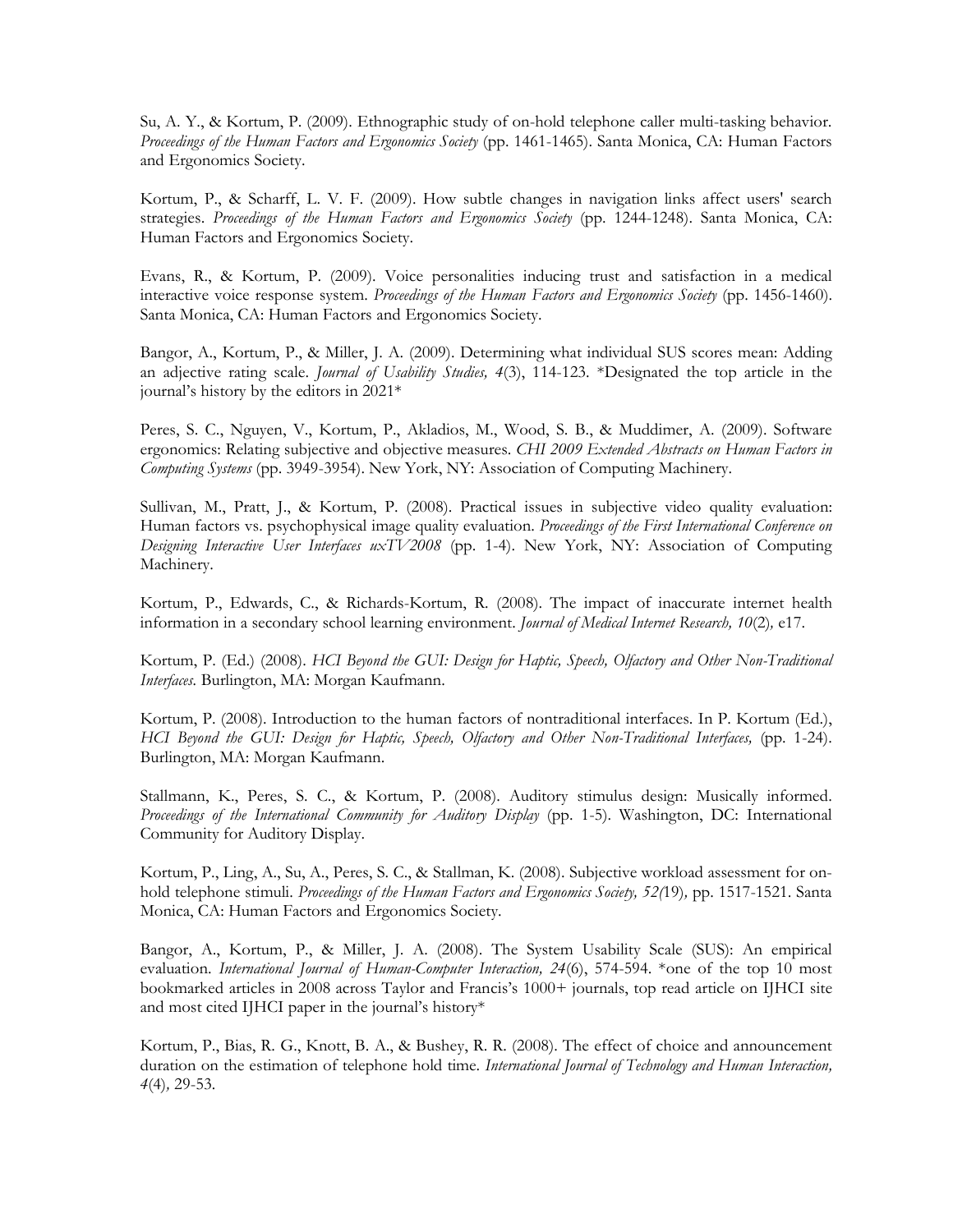Su, A. Y., & Kortum, P. (2009). Ethnographic study of on-hold telephone caller multi-tasking behavior. *Proceedings of the Human Factors and Ergonomics Society* (pp. 1461-1465). Santa Monica, CA: Human Factors and Ergonomics Society.

Kortum, P., & Scharff, L. V. F. (2009). How subtle changes in navigation links affect users' search strategies. *Proceedings of the Human Factors and Ergonomics Society* (pp. 1244-1248). Santa Monica, CA: Human Factors and Ergonomics Society.

Evans, R., & Kortum, P. (2009). Voice personalities inducing trust and satisfaction in a medical interactive voice response system. *Proceedings of the Human Factors and Ergonomics Society* (pp. 1456-1460). Santa Monica, CA: Human Factors and Ergonomics Society.

Bangor, A., Kortum, P., & Miller, J. A. (2009). Determining what individual SUS scores mean: Adding an adjective rating scale. *Journal of Usability Studies, 4*(3), 114-123. *Designated the top article in the journal's history by the editors in 2021*

Peres, S. C., Nguyen, V., Kortum, P., Akladios, M., Wood, S. B., & Muddimer, A. (2009). Software ergonomics: Relating subjective and objective measures. *CHI 2009 Extended Abstracts on Human Factors in Computing Systems* (pp. 3949-3954). New York, NY: Association of Computing Machinery.

Sullivan, M., Pratt, J., & Kortum, P. (2008). Practical issues in subjective video quality evaluation: Human factors vs. psychophysical image quality evaluation. *Proceedings of the First International Conference on Designing Interactive User Interfaces uxTV2008* (pp. 1-4). New York, NY: Association of Computing Machinery.

Kortum, P., Edwards, C., & Richards-Kortum, R. (2008). The impact of inaccurate internet health information in a secondary school learning environment. *Journal of Medical Internet Research, 10*(2), e17.

Kortum, P. (Ed.) (2008). *HCI Beyond the GUI: Design for Haptic, Speech, Olfactory and Other Non-Traditional Interfaces.* Burlington, MA: Morgan Kaufmann.

Kortum, P. (2008). Introduction to the human factors of nontraditional interfaces. In P. Kortum (Ed.), *HCI Beyond the GUI: Design for Haptic, Speech, Olfactory and Other Non-Traditional Interfaces,* (pp. 1-24). Burlington, MA: Morgan Kaufmann.

Stallmann, K., Peres, S. C., & Kortum, P. (2008). Auditory stimulus design: Musically informed. *Proceedings of the International Community for Auditory Display* (pp. 1-5). Washington, DC: International Community for Auditory Display.

Kortum, P., Ling, A., Su, A., Peres, S. C., & Stallman, K. (2008). Subjective workload assessment for on-hold telephone stimuli. *Proceedings of the Human Factors and Ergonomics Society, 52*(19), pp. 1517-1521. Santa Monica, CA: Human Factors and Ergonomics Society.

Bangor, A., Kortum, P., & Miller, J. A. (2008). The System Usability Scale (SUS): An empirical evaluation. *International Journal of Human-Computer Interaction, 24*(6), 574-594. *one of the top 10 most bookmarked articles in 2008 across Taylor and Francis's 1000+ journals, top read article on IJHCI site and most cited IJHCI paper in the journal's history*

Kortum, P., Bias, R. G., Knott, B. A., & Bushey, R. R. (2008). The effect of choice and announcement duration on the estimation of telephone hold time. *International Journal of Technology and Human Interaction, 4*(4), 29-53.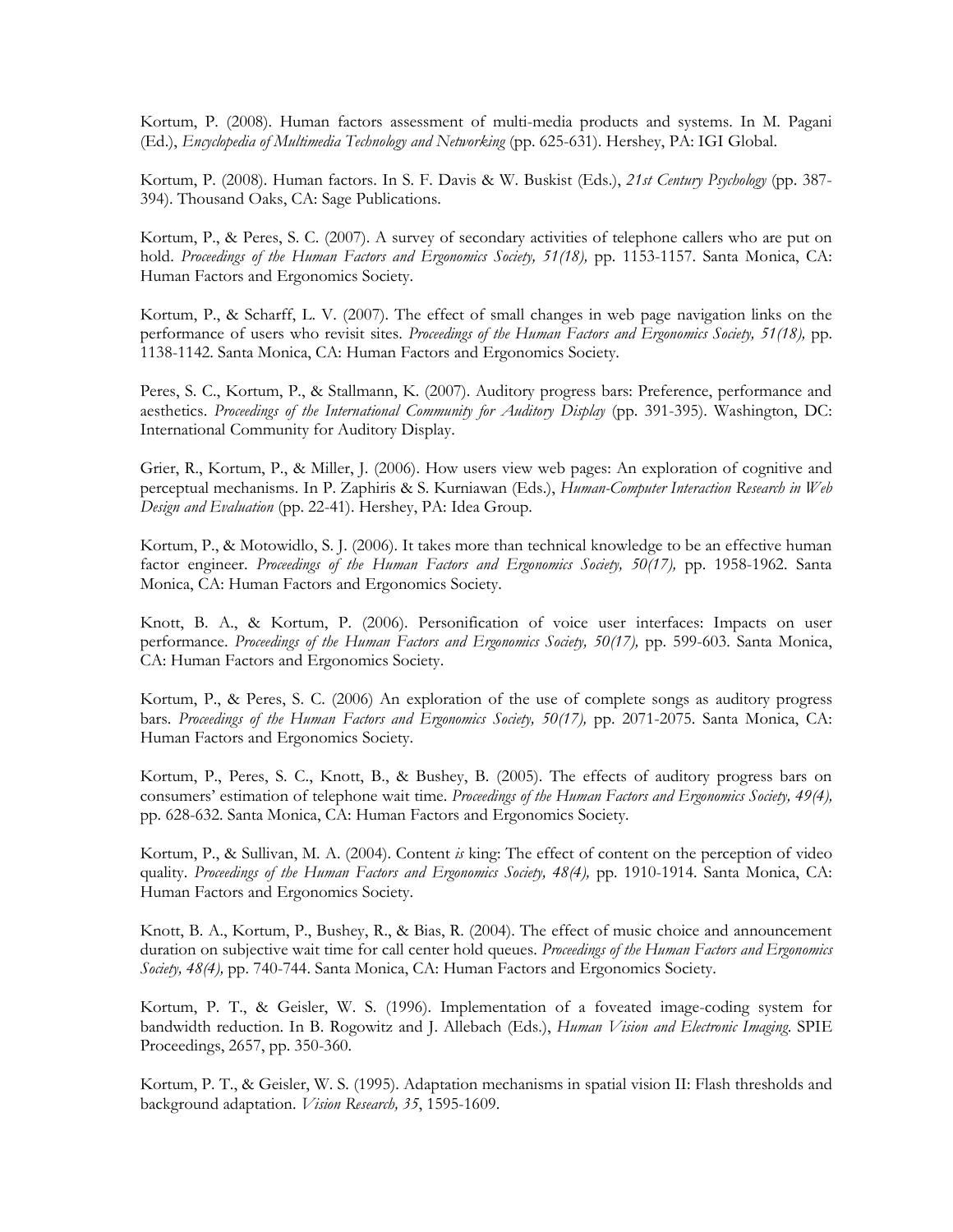Kortum, P. (2008). Human factors assessment of multi-media products and systems. In M. Pagani (Ed.), *Encyclopedia of Multimedia Technology and Networking* (pp. 625-631). Hershey, PA: IGI Global.

Kortum, P. (2008). Human factors. In S. F. Davis & W. Buskist (Eds.), *21st Century Psychology* (pp. 387-394). Thousand Oaks, CA: Sage Publications.

Kortum, P., & Peres, S. C. (2007). A survey of secondary activities of telephone callers who are put on hold. *Proceedings of the Human Factors and Ergonomics Society, 51(18),* pp. 1153-1157. Santa Monica, CA: Human Factors and Ergonomics Society.

Kortum, P., & Scharff, L. V. (2007). The effect of small changes in web page navigation links on the performance of users who revisit sites. *Proceedings of the Human Factors and Ergonomics Society, 51(18),* pp. 1138-1142. Santa Monica, CA: Human Factors and Ergonomics Society.

Peres, S. C., Kortum, P., & Stallmann, K. (2007). Auditory progress bars: Preference, performance and aesthetics. *Proceedings of the International Community for Auditory Display* (pp. 391-395). Washington, DC: International Community for Auditory Display.

Grier, R., Kortum, P., & Miller, J. (2006). How users view web pages: An exploration of cognitive and perceptual mechanisms. In P. Zaphiris & S. Kurniawan (Eds.), *Human-Computer Interaction Research in Web Design and Evaluation* (pp. 22-41). Hershey, PA: Idea Group.

Kortum, P., & Motowidlo, S. J. (2006). It takes more than technical knowledge to be an effective human factor engineer. *Proceedings of the Human Factors and Ergonomics Society, 50(17),* pp. 1958-1962. Santa Monica, CA: Human Factors and Ergonomics Society.

Knott, B. A., & Kortum, P. (2006). Personification of voice user interfaces: Impacts on user performance. *Proceedings of the Human Factors and Ergonomics Society, 50(17),* pp. 599-603. Santa Monica, CA: Human Factors and Ergonomics Society.

Kortum, P., & Peres, S. C. (2006) An exploration of the use of complete songs as auditory progress bars. *Proceedings of the Human Factors and Ergonomics Society, 50(17),* pp. 2071-2075. Santa Monica, CA: Human Factors and Ergonomics Society.

Kortum, P., Peres, S. C., Knott, B., & Bushey, B. (2005). The effects of auditory progress bars on consumers' estimation of telephone wait time. *Proceedings of the Human Factors and Ergonomics Society, 49(4),* pp. 628-632. Santa Monica, CA: Human Factors and Ergonomics Society.

Kortum, P., & Sullivan, M. A. (2004). Content *is* king: The effect of content on the perception of video quality. *Proceedings of the Human Factors and Ergonomics Society, 48(4),* pp. 1910-1914. Santa Monica, CA: Human Factors and Ergonomics Society.

Knott, B. A., Kortum, P., Bushey, R., & Bias, R. (2004). The effect of music choice and announcement duration on subjective wait time for call center hold queues. *Proceedings of the Human Factors and Ergonomics Society, 48(4),* pp. 740-744. Santa Monica, CA: Human Factors and Ergonomics Society.

Kortum, P. T., & Geisler, W. S. (1996). Implementation of a foveated image-coding system for bandwidth reduction. In B. Rogowitz and J. Allebach (Eds.), *Human Vision and Electronic Imaging*. SPIE Proceedings, 2657, pp. 350-360.

Kortum, P. T., & Geisler, W. S. (1995). Adaptation mechanisms in spatial vision II: Flash thresholds and background adaptation. *Vision Research, 35*, 1595-1609.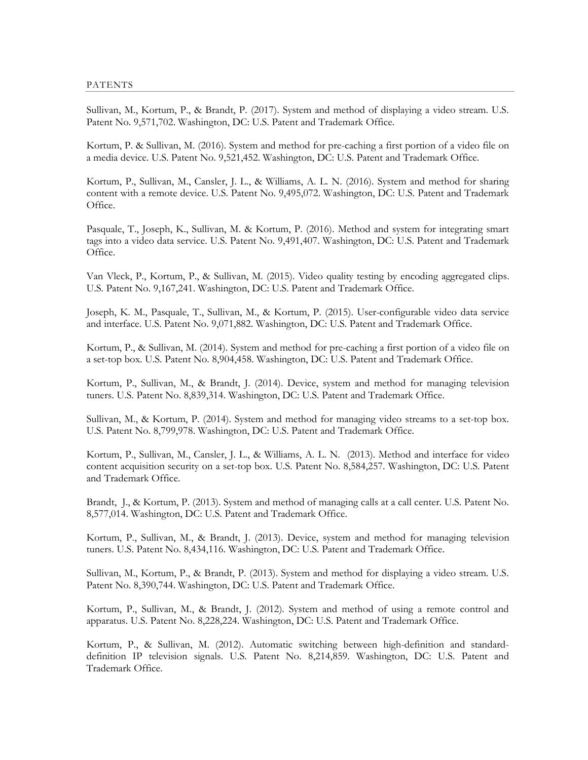## PATENTS

Sullivan, M., Kortum, P., & Brandt, P. (2017). System and method of displaying a video stream. U.S. Patent No. 9,571,702. Washington, DC: U.S. Patent and Trademark Office.

Kortum, P. & Sullivan, M. (2016). System and method for pre-caching a first portion of a video file on a media device. U.S. Patent No. 9,521,452. Washington, DC: U.S. Patent and Trademark Office.

Kortum, P., Sullivan, M., Cansler, J. L., & Williams, A. L. N. (2016). System and method for sharing content with a remote device. U.S. Patent No. 9,495,072. Washington, DC: U.S. Patent and Trademark Office.

Pasquale, T., Joseph, K., Sullivan, M. & Kortum, P. (2016). Method and system for integrating smart tags into a video data service. U.S. Patent No. 9,491,407. Washington, DC: U.S. Patent and Trademark Office.

Van Vleck, P., Kortum, P., & Sullivan, M. (2015). Video quality testing by encoding aggregated clips. U.S. Patent No. 9,167,241. Washington, DC: U.S. Patent and Trademark Office.

Joseph, K. M., Pasquale, T., Sullivan, M., & Kortum, P. (2015). User-configurable video data service and interface. U.S. Patent No. 9,071,882. Washington, DC: U.S. Patent and Trademark Office.

Kortum, P., & Sullivan, M. (2014). System and method for pre-caching a first portion of a video file on a set-top box. U.S. Patent No. 8,904,458. Washington, DC: U.S. Patent and Trademark Office.

Kortum, P., Sullivan, M., & Brandt, J. (2014). Device, system and method for managing television tuners. U.S. Patent No. 8,839,314. Washington, DC: U.S. Patent and Trademark Office.

Sullivan, M., & Kortum, P. (2014). System and method for managing video streams to a set-top box. U.S. Patent No. 8,799,978. Washington, DC: U.S. Patent and Trademark Office.

Kortum, P., Sullivan, M., Cansler, J. L., & Williams, A. L. N. (2013). Method and interface for video content acquisition security on a set-top box. U.S. Patent No. 8,584,257. Washington, DC: U.S. Patent and Trademark Office.

Brandt, J., & Kortum, P. (2013). System and method of managing calls at a call center. U.S. Patent No. 8,577,014. Washington, DC: U.S. Patent and Trademark Office.

Kortum, P., Sullivan, M., & Brandt, J. (2013). Device, system and method for managing television tuners. U.S. Patent No. 8,434,116. Washington, DC: U.S. Patent and Trademark Office.

Sullivan, M., Kortum, P., & Brandt, P. (2013). System and method for displaying a video stream. U.S. Patent No. 8,390,744. Washington, DC: U.S. Patent and Trademark Office.

Kortum, P., Sullivan, M., & Brandt, J. (2012). System and method of using a remote control and apparatus. U.S. Patent No. 8,228,224. Washington, DC: U.S. Patent and Trademark Office.

Kortum, P., & Sullivan, M. (2012). Automatic switching between high-definition and standard-definition IP television signals. U.S. Patent No. 8,214,859. Washington, DC: U.S. Patent and Trademark Office.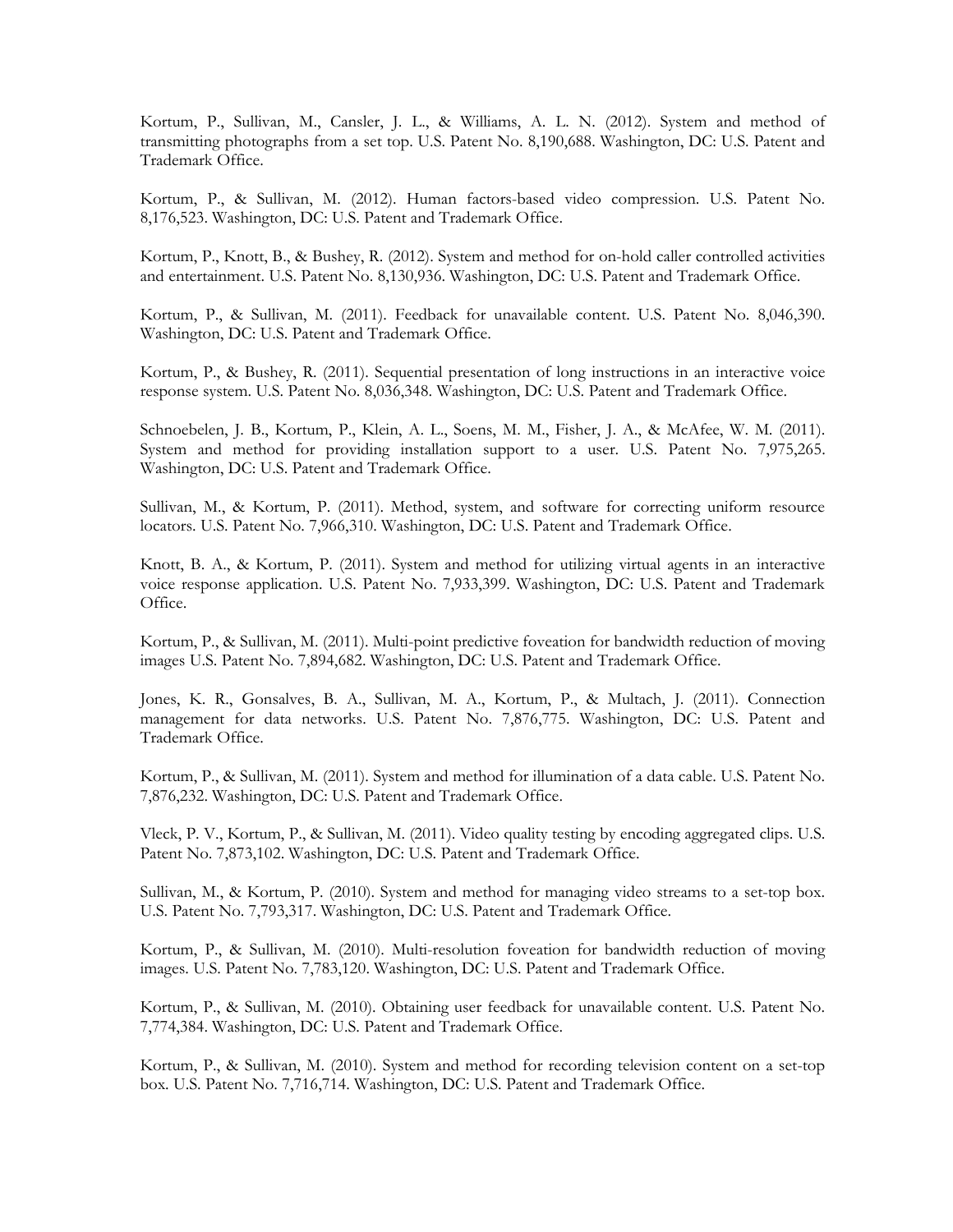Kortum, P., Sullivan, M., Cansler, J. L., & Williams, A. L. N. (2012). System and method of transmitting photographs from a set top. U.S. Patent No. 8,190,688. Washington, DC: U.S. Patent and Trademark Office.

Kortum, P., & Sullivan, M. (2012). Human factors-based video compression. U.S. Patent No. 8,176,523. Washington, DC: U.S. Patent and Trademark Office.

Kortum, P., Knott, B., & Bushey, R. (2012). System and method for on-hold caller controlled activities and entertainment. U.S. Patent No. 8,130,936. Washington, DC: U.S. Patent and Trademark Office.

Kortum, P., & Sullivan, M. (2011). Feedback for unavailable content. U.S. Patent No. 8,046,390. Washington, DC: U.S. Patent and Trademark Office.

Kortum, P., & Bushey, R. (2011). Sequential presentation of long instructions in an interactive voice response system. U.S. Patent No. 8,036,348. Washington, DC: U.S. Patent and Trademark Office.

Schnoebelen, J. B., Kortum, P., Klein, A. L., Soens, M. M., Fisher, J. A., & McAfee, W. M. (2011). System and method for providing installation support to a user. U.S. Patent No. 7,975,265. Washington, DC: U.S. Patent and Trademark Office.

Sullivan, M., & Kortum, P. (2011). Method, system, and software for correcting uniform resource locators. U.S. Patent No. 7,966,310. Washington, DC: U.S. Patent and Trademark Office.

Knott, B. A., & Kortum, P. (2011). System and method for utilizing virtual agents in an interactive voice response application. U.S. Patent No. 7,933,399. Washington, DC: U.S. Patent and Trademark Office.

Kortum, P., & Sullivan, M. (2011). Multi-point predictive foveation for bandwidth reduction of moving images U.S. Patent No. 7,894,682. Washington, DC: U.S. Patent and Trademark Office.

Jones, K. R., Gonsalves, B. A., Sullivan, M. A., Kortum, P., & Multach, J. (2011). Connection management for data networks. U.S. Patent No. 7,876,775. Washington, DC: U.S. Patent and Trademark Office.

Kortum, P., & Sullivan, M. (2011). System and method for illumination of a data cable. U.S. Patent No. 7,876,232. Washington, DC: U.S. Patent and Trademark Office.

Vleck, P. V., Kortum, P., & Sullivan, M. (2011). Video quality testing by encoding aggregated clips. U.S. Patent No. 7,873,102. Washington, DC: U.S. Patent and Trademark Office.

Sullivan, M., & Kortum, P. (2010). System and method for managing video streams to a set-top box. U.S. Patent No. 7,793,317. Washington, DC: U.S. Patent and Trademark Office.

Kortum, P., & Sullivan, M. (2010). Multi-resolution foveation for bandwidth reduction of moving images. U.S. Patent No. 7,783,120. Washington, DC: U.S. Patent and Trademark Office.

Kortum, P., & Sullivan, M. (2010). Obtaining user feedback for unavailable content. U.S. Patent No. 7,774,384. Washington, DC: U.S. Patent and Trademark Office.

Kortum, P., & Sullivan, M. (2010). System and method for recording television content on a set-top box. U.S. Patent No. 7,716,714. Washington, DC: U.S. Patent and Trademark Office.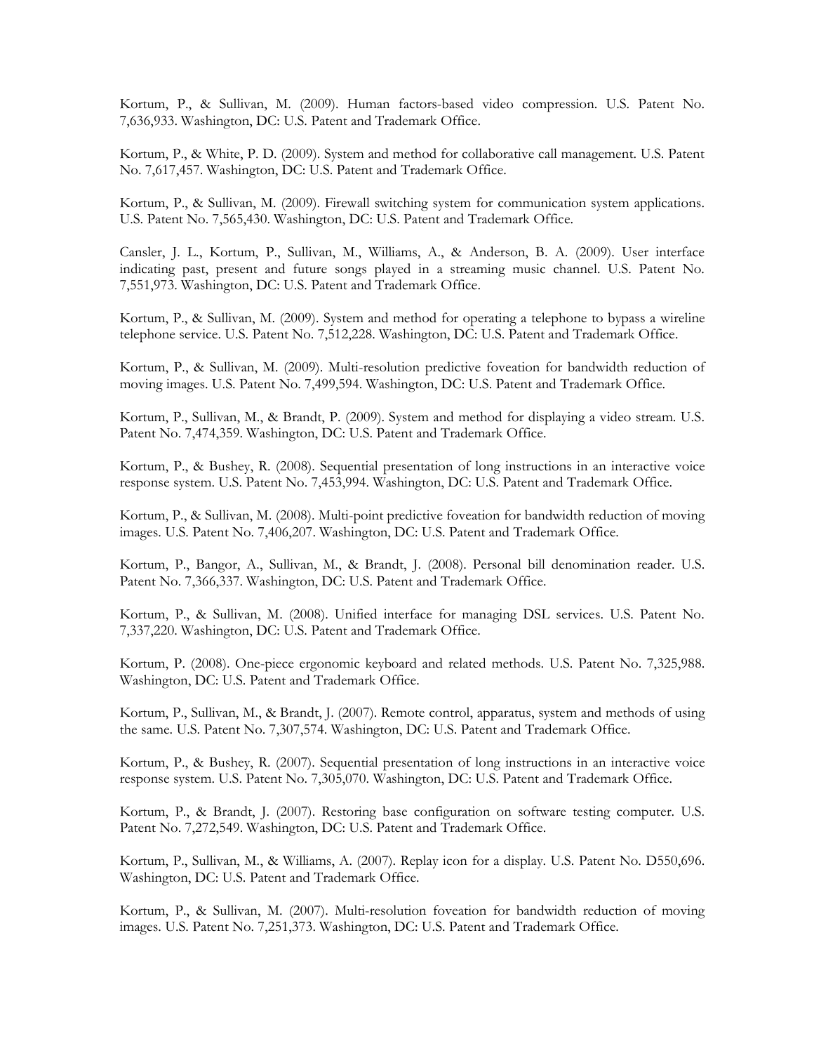Kortum, P., & Sullivan, M. (2009). Human factors-based video compression. U.S. Patent No. 7,636,933. Washington, DC: U.S. Patent and Trademark Office.

Kortum, P., & White, P. D. (2009). System and method for collaborative call management. U.S. Patent No. 7,617,457. Washington, DC: U.S. Patent and Trademark Office.

Kortum, P., & Sullivan, M. (2009). Firewall switching system for communication system applications. U.S. Patent No. 7,565,430. Washington, DC: U.S. Patent and Trademark Office.

Cansler, J. L., Kortum, P., Sullivan, M., Williams, A., & Anderson, B. A. (2009). User interface indicating past, present and future songs played in a streaming music channel. U.S. Patent No. 7,551,973. Washington, DC: U.S. Patent and Trademark Office.

Kortum, P., & Sullivan, M. (2009). System and method for operating a telephone to bypass a wireline telephone service. U.S. Patent No. 7,512,228. Washington, DC: U.S. Patent and Trademark Office.

Kortum, P., & Sullivan, M. (2009). Multi-resolution predictive foveation for bandwidth reduction of moving images. U.S. Patent No. 7,499,594. Washington, DC: U.S. Patent and Trademark Office.

Kortum, P., Sullivan, M., & Brandt, P. (2009). System and method for displaying a video stream. U.S. Patent No. 7,474,359. Washington, DC: U.S. Patent and Trademark Office.

Kortum, P., & Bushey, R. (2008). Sequential presentation of long instructions in an interactive voice response system. U.S. Patent No. 7,453,994. Washington, DC: U.S. Patent and Trademark Office.

Kortum, P., & Sullivan, M. (2008). Multi-point predictive foveation for bandwidth reduction of moving images. U.S. Patent No. 7,406,207. Washington, DC: U.S. Patent and Trademark Office.

Kortum, P., Bangor, A., Sullivan, M., & Brandt, J. (2008). Personal bill denomination reader. U.S. Patent No. 7,366,337. Washington, DC: U.S. Patent and Trademark Office.

Kortum, P., & Sullivan, M. (2008). Unified interface for managing DSL services. U.S. Patent No. 7,337,220. Washington, DC: U.S. Patent and Trademark Office.

Kortum, P. (2008). One-piece ergonomic keyboard and related methods. U.S. Patent No. 7,325,988. Washington, DC: U.S. Patent and Trademark Office.

Kortum, P., Sullivan, M., & Brandt, J. (2007). Remote control, apparatus, system and methods of using the same. U.S. Patent No. 7,307,574. Washington, DC: U.S. Patent and Trademark Office.

Kortum, P., & Bushey, R. (2007). Sequential presentation of long instructions in an interactive voice response system. U.S. Patent No. 7,305,070. Washington, DC: U.S. Patent and Trademark Office.

Kortum, P., & Brandt, J. (2007). Restoring base configuration on software testing computer. U.S. Patent No. 7,272,549. Washington, DC: U.S. Patent and Trademark Office.

Kortum, P., Sullivan, M., & Williams, A. (2007). Replay icon for a display. U.S. Patent No. D550,696. Washington, DC: U.S. Patent and Trademark Office.

Kortum, P., & Sullivan, M. (2007). Multi-resolution foveation for bandwidth reduction of moving images. U.S. Patent No. 7,251,373. Washington, DC: U.S. Patent and Trademark Office.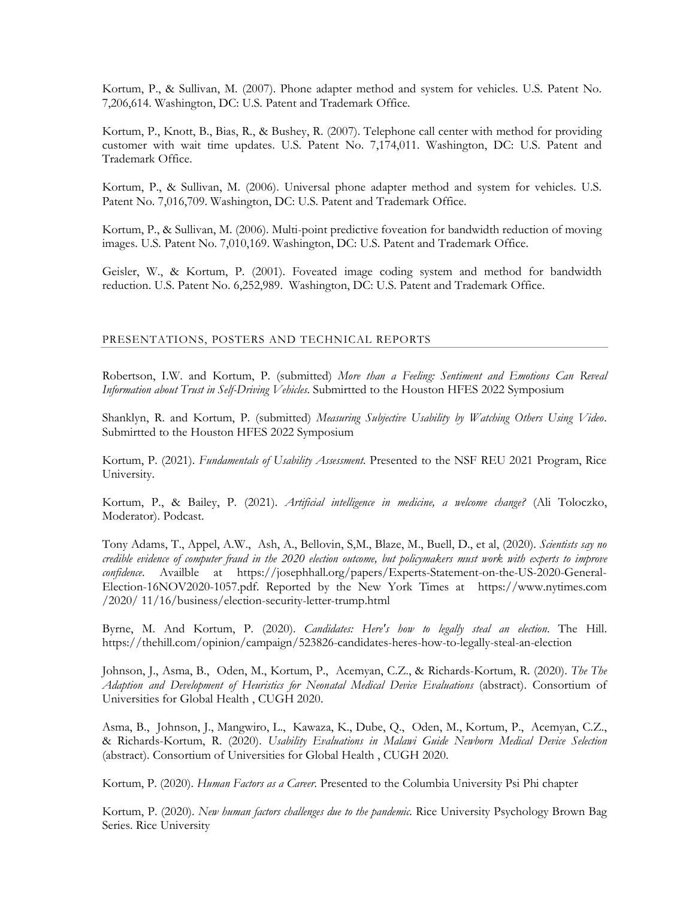Kortum, P., & Sullivan, M. (2007). Phone adapter method and system for vehicles. U.S. Patent No. 7,206,614. Washington, DC: U.S. Patent and Trademark Office.

Kortum, P., Knott, B., Bias, R., & Bushey, R. (2007). Telephone call center with method for providing customer with wait time updates. U.S. Patent No. 7,174,011. Washington, DC: U.S. Patent and Trademark Office.

Kortum, P., & Sullivan, M. (2006). Universal phone adapter method and system for vehicles. U.S. Patent No. 7,016,709. Washington, DC: U.S. Patent and Trademark Office.

Kortum, P., & Sullivan, M. (2006). Multi-point predictive foveation for bandwidth reduction of moving images. U.S. Patent No. 7,010,169. Washington, DC: U.S. Patent and Trademark Office.

Geisler, W., & Kortum, P. (2001). Foveated image coding system and method for bandwidth reduction. U.S. Patent No. 6,252,989. Washington, DC: U.S. Patent and Trademark Office.

## PRESENTATIONS, POSTERS AND TECHNICAL REPORTS

Robertson, I.W. and Kortum, P. (submitted) *More than a Feeling: Sentiment and Emotions Can Reveal Information about Trust in Self-Driving Vehicles*. Submirtted to the Houston HFES 2022 Symposium

Shanklyn, R. and Kortum, P. (submitted) *Measuring Subjective Usability by Watching Others Using Video*. Submirtted to the Houston HFES 2022 Symposium

Kortum, P. (2021). *Fundamentals of Usability Assessment*. Presented to the NSF REU 2021 Program, Rice University.

Kortum, P., & Bailey, P. (2021). *Artificial intelligence in medicine, a welcome change?* (Ali Toloczko, Moderator). Podcast.

Tony Adams, T., Appel, A.W., Ash, A., Bellovin, S,M., Blaze, M., Buell, D., et al, (2020). *Scientists say no credible evidence of computer fraud in the 2020 election outcome, but policymakers must work with experts to improve confidence*. Availble at https://josephhall.org/papers/Experts-Statement-on-the-US-2020-General-Election-16NOV2020-1057.pdf. Reported by the New York Times at https://www.nytimes.com /2020/ 11/16/business/election-security-letter-trump.html

Byrne, M. And Kortum, P. (2020). *Candidates: Here's how to legally steal an election*. The Hill. https://thehill.com/opinion/campaign/523826-candidates-heres-how-to-legally-steal-an-election

Johnson, J., Asma, B., Oden, M., Kortum, P., Acemyan, C.Z., & Richards-Kortum, R. (2020). *The The Adaption and Development of Heuristics for Neonatal Medical Device Evaluations* (abstract). Consortium of Universities for Global Health , CUGH 2020.

Asma, B., Johnson, J., Mangwiro, L., Kawaza, K., Dube, Q., Oden, M., Kortum, P., Acemyan, C.Z., & Richards-Kortum, R. (2020). *Usability Evaluations in Malawi Guide Newborn Medical Device Selection* (abstract). Consortium of Universities for Global Health , CUGH 2020.

Kortum, P. (2020). *Human Factors as a Career*. Presented to the Columbia University Psi Phi chapter

Kortum, P. (2020). *New human factors challenges due to the pandemic*. Rice University Psychology Brown Bag Series. Rice University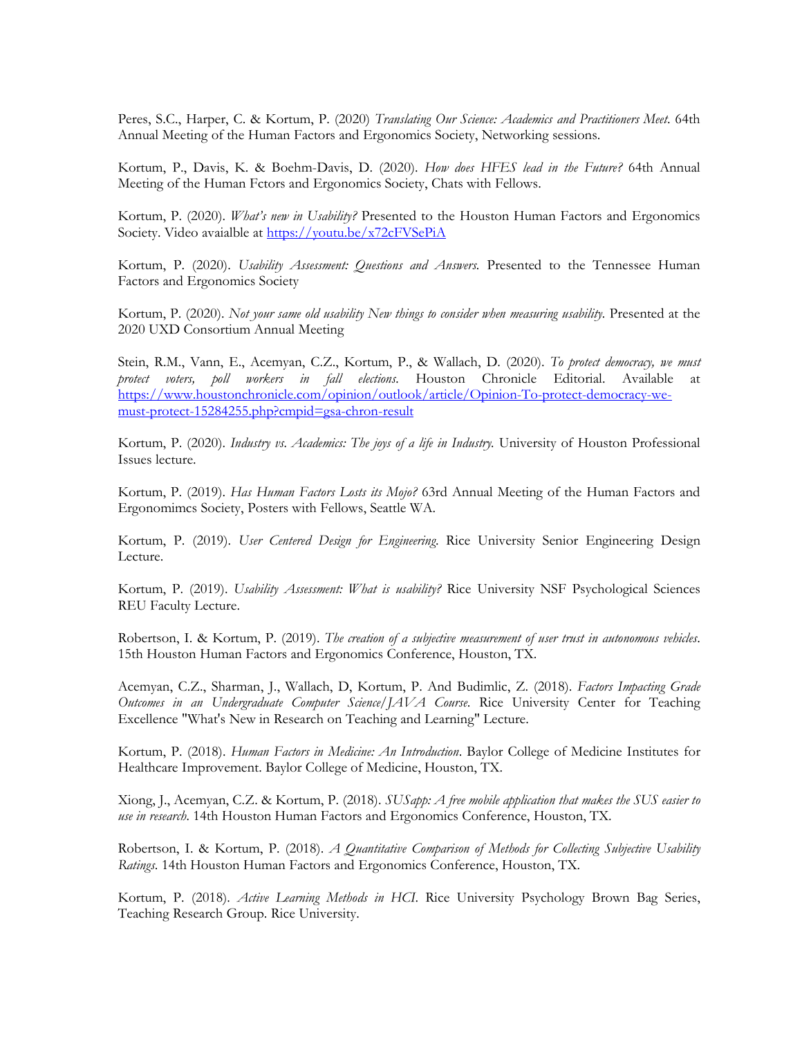Peres, S.C., Harper, C. & Kortum, P. (2020) *Translating Our Science: Academics and Practitioners Meet*. 64th Annual Meeting of the Human Factors and Ergonomics Society, Networking sessions.

Kortum, P., Davis, K. & Boehm-Davis, D. (2020). *How does HFES lead in the Future?* 64th Annual Meeting of the Human Fctors and Ergonomics Society, Chats with Fellows.

Kortum, P. (2020). *What's new in Usability?* Presented to the Houston Human Factors and Ergonomics Society. Video avaialble at https://youtu.be/x72cFVSePiA

Kortum, P. (2020). *Usability Assessment: Questions and Answers*. Presented to the Tennessee Human Factors and Ergonomics Society

Kortum, P. (2020). *Not your same old usability New things to consider when measuring usability*. Presented at the 2020 UXD Consortium Annual Meeting

Stein, R.M., Vann, E., Acemyan, C.Z., Kortum, P., & Wallach, D. (2020). *To protect democracy, we must protect voters, poll workers in fall elections*. Houston Chronicle Editorial. Available at https://www.houstonchronicle.com/opinion/outlook/article/Opinion-To-protect-democracy-we-must-protect-15284255.php?cmpid=gsa-chron-result

Kortum, P. (2020). *Industry vs. Academics: The joys of a life in Industry*. University of Houston Professional Issues lecture.

Kortum, P. (2019). *Has Human Factors Losts its Mojo?* 63rd Annual Meeting of the Human Factors and Ergonomimcs Society, Posters with Fellows, Seattle WA.

Kortum, P. (2019). *User Centered Design for Engineering*. Rice University Senior Engineering Design Lecture.

Kortum, P. (2019). *Usability Assessment: What is usability?* Rice University NSF Psychological Sciences REU Faculty Lecture.

Robertson, I. & Kortum, P. (2019). *The creation of a subjective measurement of user trust in autonomous vehicles*. 15th Houston Human Factors and Ergonomics Conference, Houston, TX.

Acemyan, C.Z., Sharman, J., Wallach, D, Kortum, P. And Budimlic, Z. (2018). *Factors Impacting Grade Outcomes in an Undergraduate Computer Science/JAVA Course.* Rice University Center for Teaching Excellence "What's New in Research on Teaching and Learning" Lecture.

Kortum, P. (2018). *Human Factors in Medicine: An Introduction*. Baylor College of Medicine Institutes for Healthcare Improvement. Baylor College of Medicine, Houston, TX.

Xiong, J., Acemyan, C.Z. & Kortum, P. (2018). *SUSapp: A free mobile application that makes the SUS easier to use in research*. 14th Houston Human Factors and Ergonomics Conference, Houston, TX.

Robertson, I. & Kortum, P. (2018). *A Quantitative Comparison of Methods for Collecting Subjective Usability Ratings*. 14th Houston Human Factors and Ergonomics Conference, Houston, TX.

Kortum, P. (2018). *Active Learning Methods in HCI*. Rice University Psychology Brown Bag Series, Teaching Research Group. Rice University.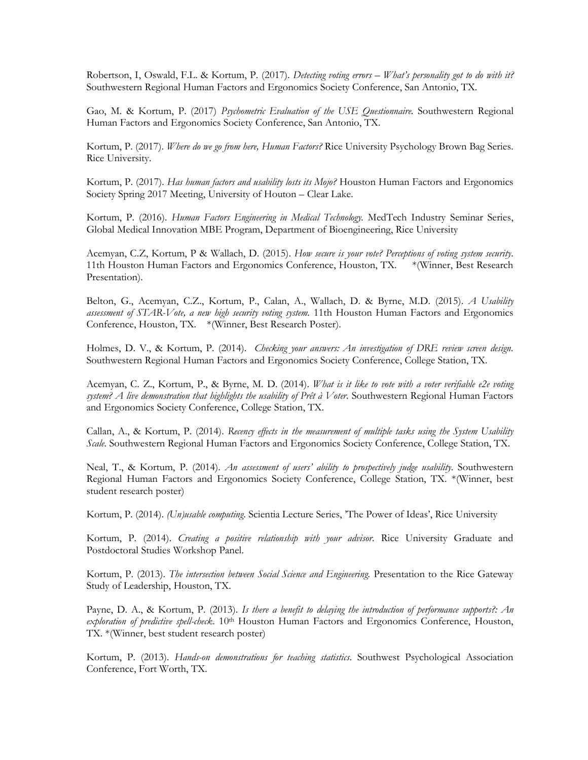Robertson, I, Oswald, F.L. & Kortum, P. (2017). *Detecting voting errors – What's personality got to do with it?* Southwestern Regional Human Factors and Ergonomics Society Conference, San Antonio, TX.

Gao, M. & Kortum, P. (2017) *Psychometric Evaluation of the USE Questionnaire.* Southwestern Regional Human Factors and Ergonomics Society Conference, San Antonio, TX.

Kortum, P. (2017). *Where do we go from here, Human Factors?* Rice University Psychology Brown Bag Series. Rice University.

Kortum, P. (2017). *Has human factors and usability losts its Mojo?* Houston Human Factors and Ergonomics Society Spring 2017 Meeting, University of Houton – Clear Lake.

Kortum, P. (2016). *Human Factors Engineering in Medical Technology.* MedTech Industry Seminar Series, Global Medical Innovation MBE Program, Department of Bioengineering, Rice University

Acemyan, C.Z, Kortum, P & Wallach, D. (2015). *How secure is your vote? Perceptions of voting system security*. 11th Houston Human Factors and Ergonomics Conference, Houston, TX. *(Winner, Best Research Presentation).

Belton, G., Acemyan, C.Z., Kortum, P., Calan, A., Wallach, D. & Byrne, M.D. (2015). *A Usability assessment of STAR-Vote, a new high security voting system.* 11th Houston Human Factors and Ergonomics Conference, Houston, TX. *(Winner, Best Research Poster).

Holmes, D. V., & Kortum, P. (2014). *Checking your answers: An investigation of DRE review screen design*. Southwestern Regional Human Factors and Ergonomics Society Conference, College Station, TX.

Acemyan, C. Z., Kortum, P., & Byrne, M. D. (2014). *What is it like to vote with a voter verifiable e2e voting system? A live demonstration that highlights the usability of Prêt à Voter*. Southwestern Regional Human Factors and Ergonomics Society Conference, College Station, TX.

Callan, A., & Kortum, P. (2014). *Recency effects in the measurement of multiple tasks using the System Usability Scale*. Southwestern Regional Human Factors and Ergonomics Society Conference, College Station, TX.

Neal, T., & Kortum, P. (2014). *An assessment of users' ability to prospectively judge usability*. Southwestern Regional Human Factors and Ergonomics Society Conference, College Station, TX. *(Winner, best student research poster)

Kortum, P. (2014). *(Un)usable computing*. Scientia Lecture Series, 'The Power of Ideas', Rice University

Kortum, P. (2014). *Creating a positive relationship with your advisor*. Rice University Graduate and Postdoctoral Studies Workshop Panel.

Kortum, P. (2013). *The intersection between Social Science and Engineering.* Presentation to the Rice Gateway Study of Leadership, Houston, TX.

Payne, D. A., & Kortum, P. (2013). *Is there a benefit to delaying the introduction of performance supports?: An exploration of predictive spell-check*. 10th Houston Human Factors and Ergonomics Conference, Houston, TX. *(Winner, best student research poster)

Kortum, P. (2013). *Hands-on demonstrations for teaching statistics*. Southwest Psychological Association Conference, Fort Worth, TX.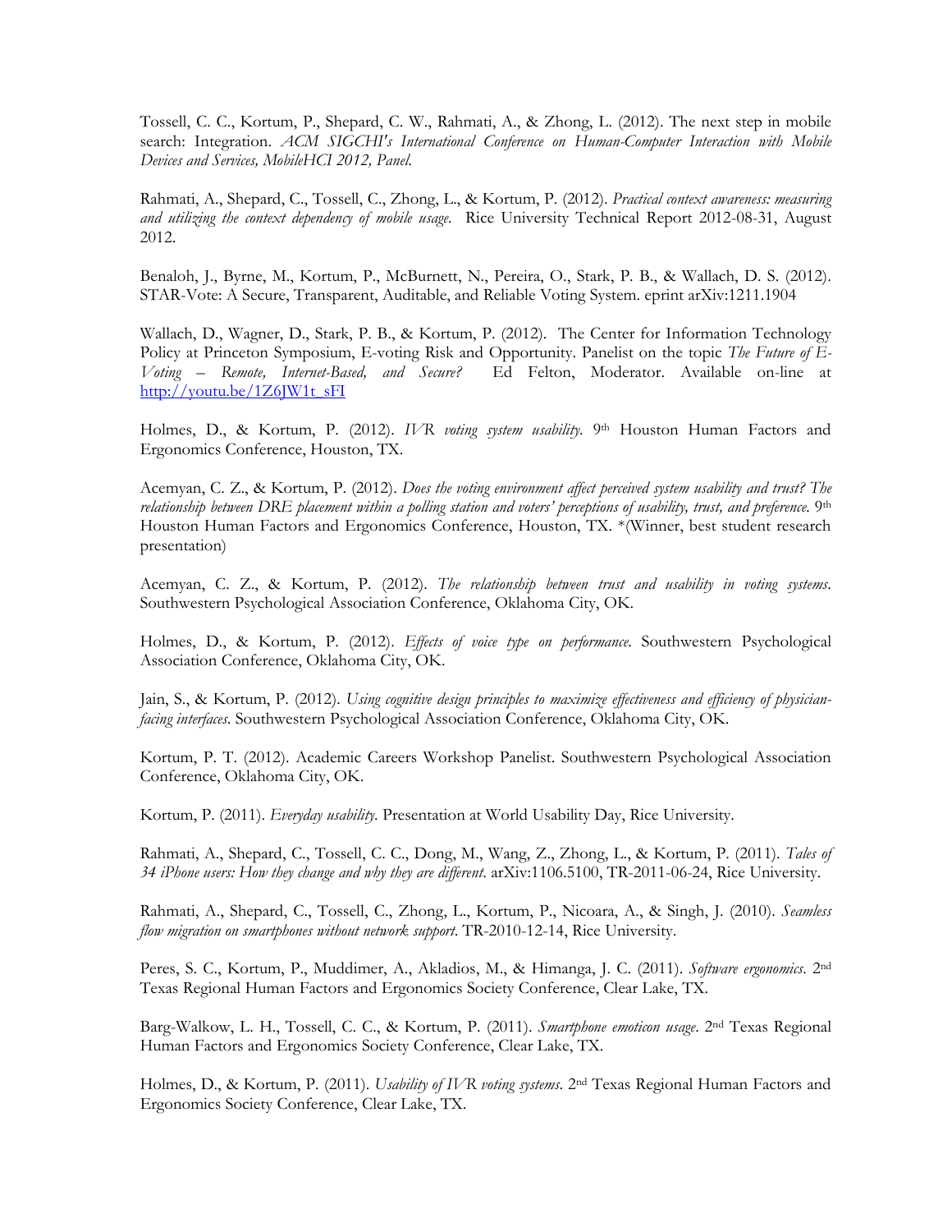Tossell, C. C., Kortum, P., Shepard, C. W., Rahmati, A., & Zhong, L. (2012). The next step in mobile search: Integration. *ACM SIGCHI's International Conference on Human-Computer Interaction with Mobile Devices and Services, MobileHCI 2012, Panel.*

Rahmati, A., Shepard, C., Tossell, C., Zhong, L., & Kortum, P. (2012). *Practical context awareness: measuring and utilizing the context dependency of mobile usage.* Rice University Technical Report 2012-08-31, August 2012.

Benaloh, J., Byrne, M., Kortum, P., McBurnett, N., Pereira, O., Stark, P. B., & Wallach, D. S. (2012). STAR-Vote: A Secure, Transparent, Auditable, and Reliable Voting System. eprint arXiv:1211.1904

Wallach, D., Wagner, D., Stark, P. B., & Kortum, P. (2012). The Center for Information Technology Policy at Princeton Symposium, E-voting Risk and Opportunity. Panelist on the topic *The Future of E-Voting – Remote, Internet-Based, and Secure?* Ed Felton, Moderator. Available on-line at http://youtu.be/1Z6JW1t_sFI

Holmes, D., & Kortum, P. (2012). *IVR voting system usability.* 9th Houston Human Factors and Ergonomics Conference, Houston, TX.

Acemyan, C. Z., & Kortum, P. (2012). *Does the voting environment affect perceived system usability and trust? The relationship between DRE placement within a polling station and voters' perceptions of usability, trust, and preference.* 9th Houston Human Factors and Ergonomics Conference, Houston, TX. *(Winner, best student research presentation)

Acemyan, C. Z., & Kortum, P. (2012). *The relationship between trust and usability in voting systems*. Southwestern Psychological Association Conference, Oklahoma City, OK.

Holmes, D., & Kortum, P. (2012). *Effects of voice type on performance*. Southwestern Psychological Association Conference, Oklahoma City, OK.

Jain, S., & Kortum, P. (2012). *Using cognitive design principles to maximize effectiveness and efficiency of physician-facing interfaces*. Southwestern Psychological Association Conference, Oklahoma City, OK.

Kortum, P. T. (2012). Academic Careers Workshop Panelist. Southwestern Psychological Association Conference, Oklahoma City, OK.

Kortum, P. (2011). *Everyday usability.* Presentation at World Usability Day, Rice University.

Rahmati, A., Shepard, C., Tossell, C. C., Dong, M., Wang, Z., Zhong, L., & Kortum, P. (2011). *Tales of 34 iPhone users: How they change and why they are different.* arXiv:1106.5100, TR-2011-06-24, Rice University.

Rahmati, A., Shepard, C., Tossell, C., Zhong, L., Kortum, P., Nicoara, A., & Singh, J. (2010). *Seamless flow migration on smartphones without network support*. TR-2010-12-14, Rice University.

Peres, S. C., Kortum, P., Muddimer, A., Akladios, M., & Himanga, J. C. (2011). *Software ergonomics*. 2nd Texas Regional Human Factors and Ergonomics Society Conference, Clear Lake, TX.

Barg-Walkow, L. H., Tossell, C. C., & Kortum, P. (2011). *Smartphone emoticon usage*. 2nd Texas Regional Human Factors and Ergonomics Society Conference, Clear Lake, TX.

Holmes, D., & Kortum, P. (2011). *Usability of IVR voting systems*. 2nd Texas Regional Human Factors and Ergonomics Society Conference, Clear Lake, TX.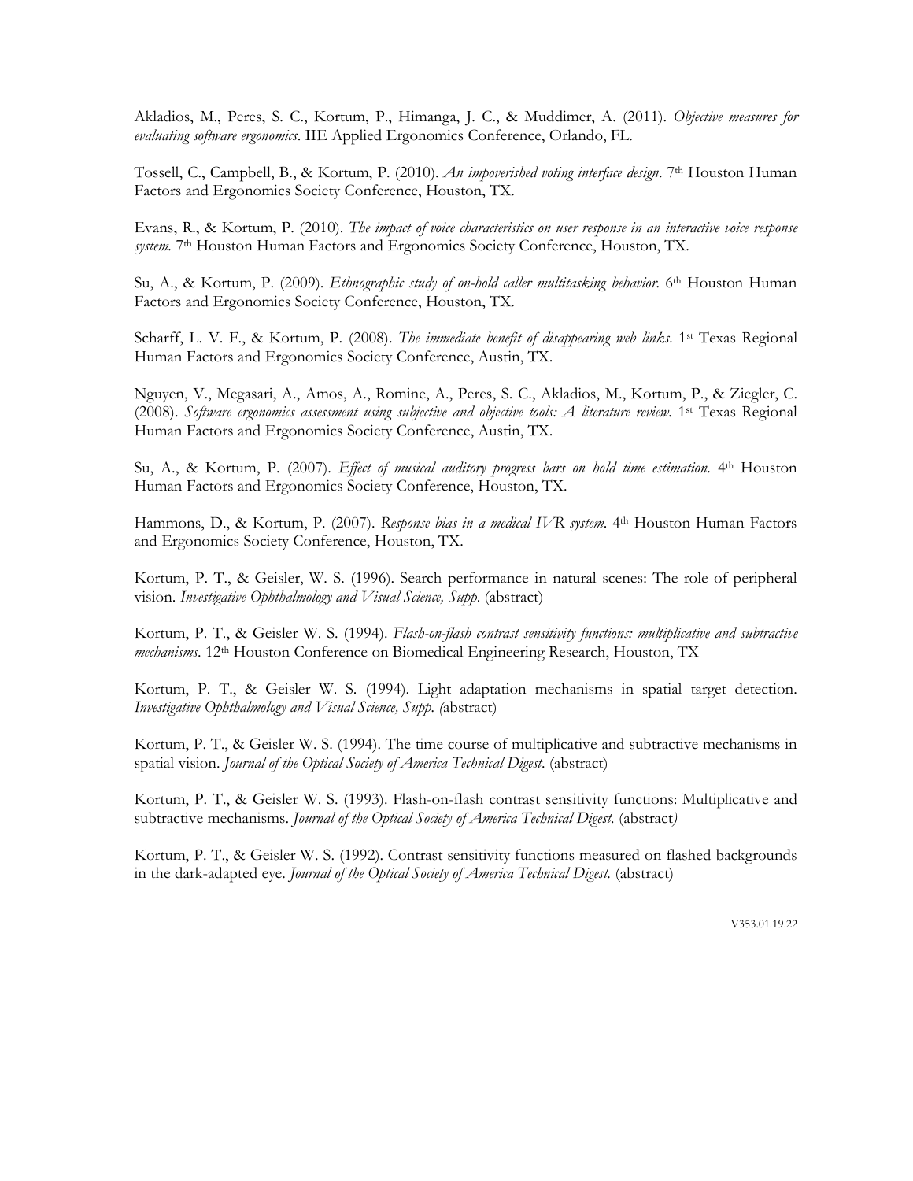Akladios, M., Peres, S. C., Kortum, P., Himanga, J. C., & Muddimer, A. (2011). *Objective measures for evaluating software ergonomics*. IIE Applied Ergonomics Conference, Orlando, FL.

Tossell, C., Campbell, B., & Kortum, P. (2010). *An impoverished voting interface design*. 7th Houston Human Factors and Ergonomics Society Conference, Houston, TX.

Evans, R., & Kortum, P. (2010). *The impact of voice characteristics on user response in an interactive voice response system.* 7th Houston Human Factors and Ergonomics Society Conference, Houston, TX.

Su, A., & Kortum, P. (2009). *Ethnographic study of on-hold caller multitasking behavior*. 6th Houston Human Factors and Ergonomics Society Conference, Houston, TX.

Scharff, L. V. F., & Kortum, P. (2008). *The immediate benefit of disappearing web links.* 1st Texas Regional Human Factors and Ergonomics Society Conference, Austin, TX.

Nguyen, V., Megasari, A., Amos, A., Romine, A., Peres, S. C., Akladios, M., Kortum, P., & Ziegler, C. (2008). *Software ergonomics assessment using subjective and objective tools: A literature review*. 1st Texas Regional Human Factors and Ergonomics Society Conference, Austin, TX.

Su, A., & Kortum, P. (2007). *Effect of musical auditory progress bars on hold time estimation*. 4th Houston Human Factors and Ergonomics Society Conference, Houston, TX.

Hammons, D., & Kortum, P. (2007). *Response bias in a medical IVR system.* 4th Houston Human Factors and Ergonomics Society Conference, Houston, TX.

Kortum, P. T., & Geisler, W. S. (1996). Search performance in natural scenes: The role of peripheral vision. *Investigative Ophthalmology and Visual Science, Supp.* (abstract)

Kortum, P. T., & Geisler W. S. (1994). *Flash-on-flash contrast sensitivity functions: multiplicative and subtractive mechanisms.* 12th Houston Conference on Biomedical Engineering Research, Houston, TX

Kortum, P. T., & Geisler W. S. (1994). Light adaptation mechanisms in spatial target detection. *Investigative Ophthalmology and Visual Science, Supp. (*abstract)

Kortum, P. T., & Geisler W. S. (1994). The time course of multiplicative and subtractive mechanisms in spatial vision. *Journal of the Optical Society of America Technical Digest*. (abstract)

Kortum, P. T., & Geisler W. S. (1993). Flash-on-flash contrast sensitivity functions: Multiplicative and subtractive mechanisms. *Journal of the Optical Society of America Technical Digest.* (abstract*)*

Kortum, P. T., & Geisler W. S. (1992). Contrast sensitivity functions measured on flashed backgrounds in the dark-adapted eye. *Journal of the Optical Society of America Technical Digest.* (abstract)

V353.01.19.22